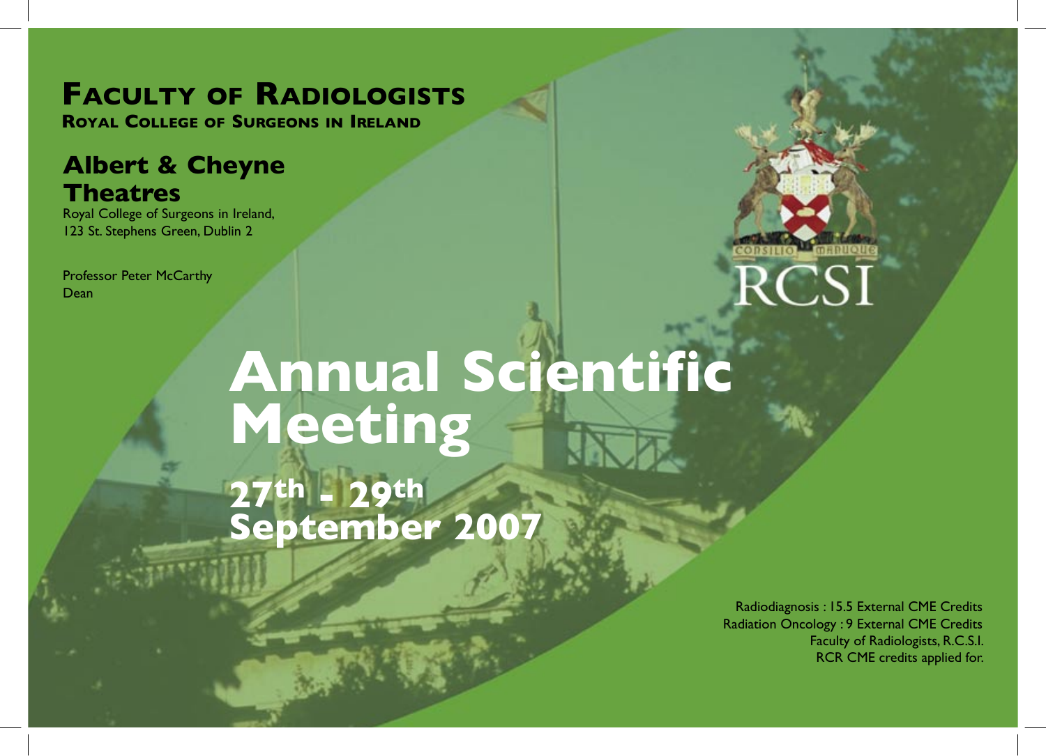# Faculty of Radiologists

**Royal College of Surgeons in Ireland**

## Albert & Cheyne Theatres

Royal College of Surgeons in Ireland,
123 St. Stephens Green, Dublin 2

Professor Peter McCarthy
Dean

CONSILIO MANUQUE

RCSI

# Annual Scientific Meeting

## 27th - 29th September 2007

Radiodiagnosis : 15.5 External CME Credits
Radiation Oncology : 9 External CME Credits
Faculty of Radiologists, R.C.S.I.
RCR CME credits applied for.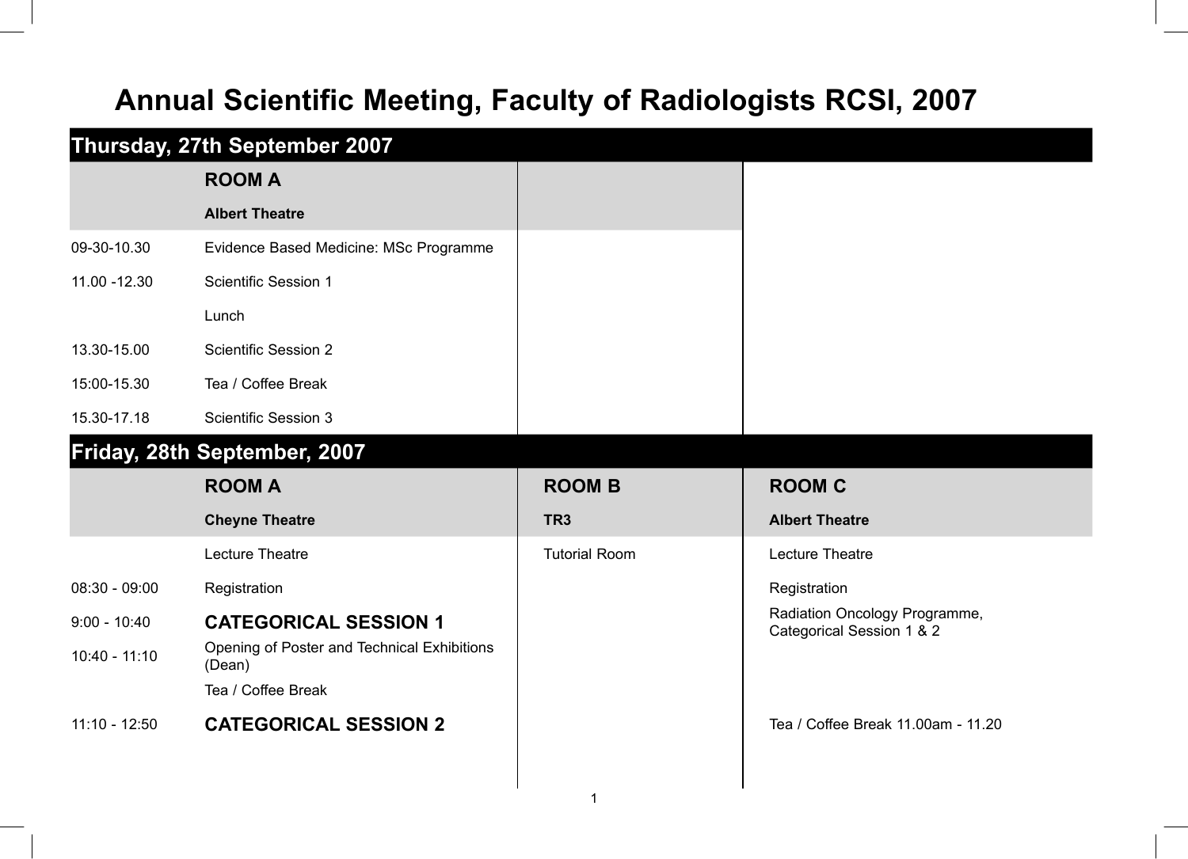# Annual Scientific Meeting, Faculty of Radiologists RCSI, 2007

## Thursday, 27th September 2007

| | ROOM A | |
|---|---|---|
| | **Albert Theatre** | |
| 09-30-10.30 | Evidence Based Medicine: MSc Programme | |
| 11.00 -12.30 | Scientific Session 1 | |
| | Lunch | |
| 13.30-15.00 | Scientific Session 2 | |
| 15:00-15.30 | Tea / Coffee Break | |
| 15.30-17.18 | Scientific Session 3 | |

## Friday, 28th September, 2007

| | ROOM A | ROOM B | ROOM C |
|---|---|---|---|
| | **Cheyne Theatre** | **TR3** | **Albert Theatre** |
| | Lecture Theatre | Tutorial Room | Lecture Theatre |
| 08:30 - 09:00 | Registration | | Registration |
| 9:00 - 10:40 | **CATEGORICAL SESSION 1** | | Radiation Oncology Programme, Categorical Session 1 & 2 |
| 10:40 - 11:10 | Opening of Poster and Technical Exhibitions (Dean) | | |
| | Tea / Coffee Break | | |
| 11:10 - 12:50 | **CATEGORICAL SESSION 2** | | Tea / Coffee Break 11.00am - 11.20 |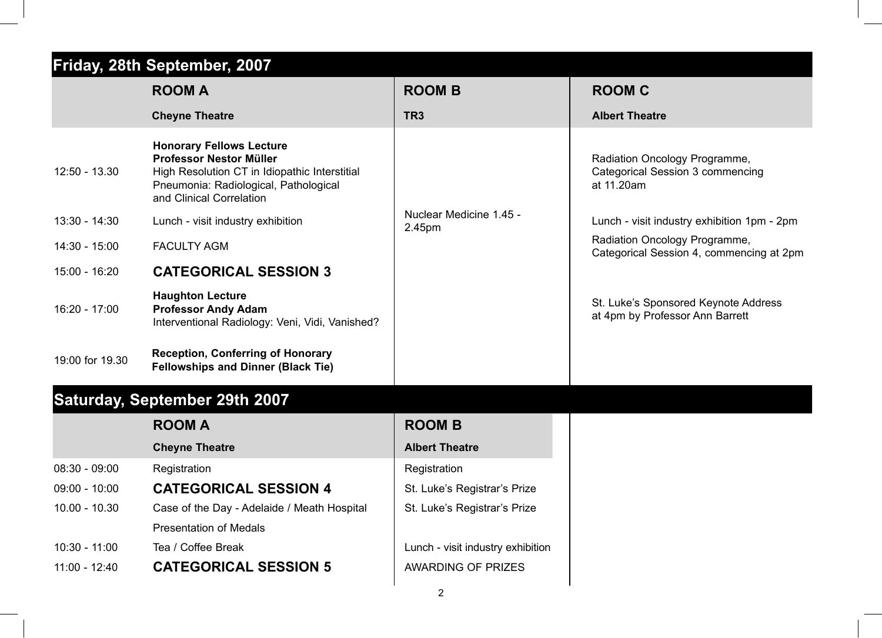## Friday, 28th September, 2007

| | ROOM A | ROOM B | ROOM C |
|---|---|---|---|
| | **Cheyne Theatre** | **TR3** | **Albert Theatre** |
| 12:50 - 13.30 | **Honorary Fellows Lecture** **Professor Nestor Müller** High Resolution CT in Idiopathic Interstitial Pneumonia: Radiological, Pathological and Clinical Correlation | | Radiation Oncology Programme, Categorical Session 3 commencing at 11.20am |
| 13:30 - 14:30 | Lunch - visit industry exhibition | Nuclear Medicine 1.45 - 2.45pm | Lunch - visit industry exhibition 1pm - 2pm |
| 14:30 - 15:00 | FACULTY AGM | | Radiation Oncology Programme, Categorical Session 4, commencing at 2pm |
| 15:00 - 16:20 | **CATEGORICAL SESSION 3** | | |
| 16:20 - 17:00 | **Haughton Lecture** **Professor Andy Adam** Interventional Radiology: Veni, Vidi, Vanished? | | St. Luke's Sponsored Keynote Address at 4pm by Professor Ann Barrett |
| 19:00 for 19.30 | **Reception, Conferring of Honorary Fellowships and Dinner (Black Tie)** | | |

## Saturday, September 29th 2007

| | ROOM A | ROOM B |
|---|---|---|
| | **Cheyne Theatre** | **Albert Theatre** |
| 08:30 - 09:00 | Registration | Registration |
| 09:00 - 10:00 | **CATEGORICAL SESSION 4** | St. Luke's Registrar's Prize |
| 10.00 - 10.30 | Case of the Day - Adelaide / Meath Hospital | St. Luke's Registrar's Prize |
| | Presentation of Medals | |
| 10:30 - 11:00 | Tea / Coffee Break | Lunch - visit industry exhibition |
| 11:00 - 12:40 | **CATEGORICAL SESSION 5** | AWARDING OF PRIZES |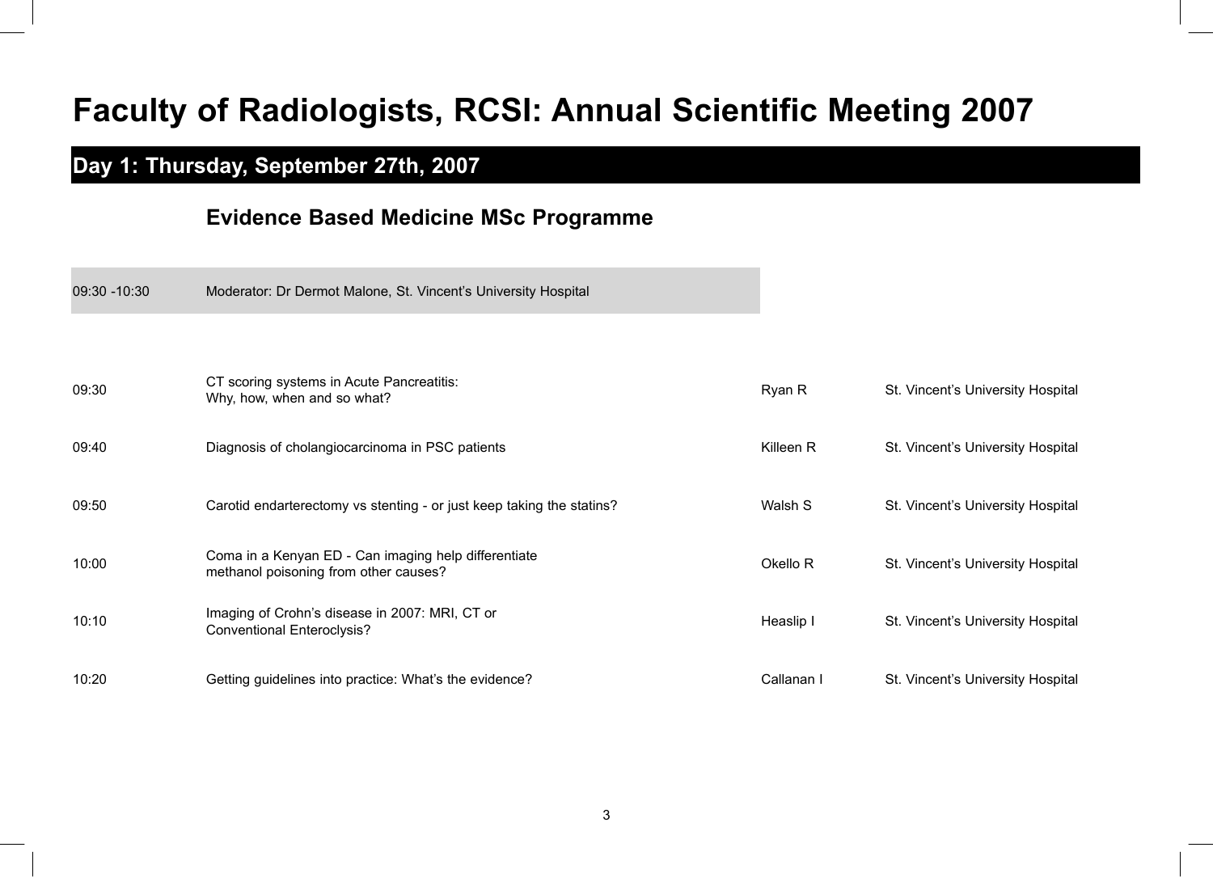# Faculty of Radiologists, RCSI: Annual Scientific Meeting 2007

## Day 1: Thursday, September 27th, 2007

### Evidence Based Medicine MSc Programme

| | | | |
|---|---|---|---|
| 09:30 -10:30 | Moderator: Dr Dermot Malone, St. Vincent's University Hospital | | |
| 09:30 | CT scoring systems in Acute Pancreatitis: Why, how, when and so what? | Ryan R | St. Vincent's University Hospital |
| 09:40 | Diagnosis of cholangiocarcinoma in PSC patients | Killeen R | St. Vincent's University Hospital |
| 09:50 | Carotid endarterectomy vs stenting - or just keep taking the statins? | Walsh S | St. Vincent's University Hospital |
| 10:00 | Coma in a Kenyan ED - Can imaging help differentiate methanol poisoning from other causes? | Okello R | St. Vincent's University Hospital |
| 10:10 | Imaging of Crohn's disease in 2007: MRI, CT or Conventional Enteroclysis? | Heaslip I | St. Vincent's University Hospital |
| 10:20 | Getting guidelines into practice: What's the evidence? | Callanan I | St. Vincent's University Hospital |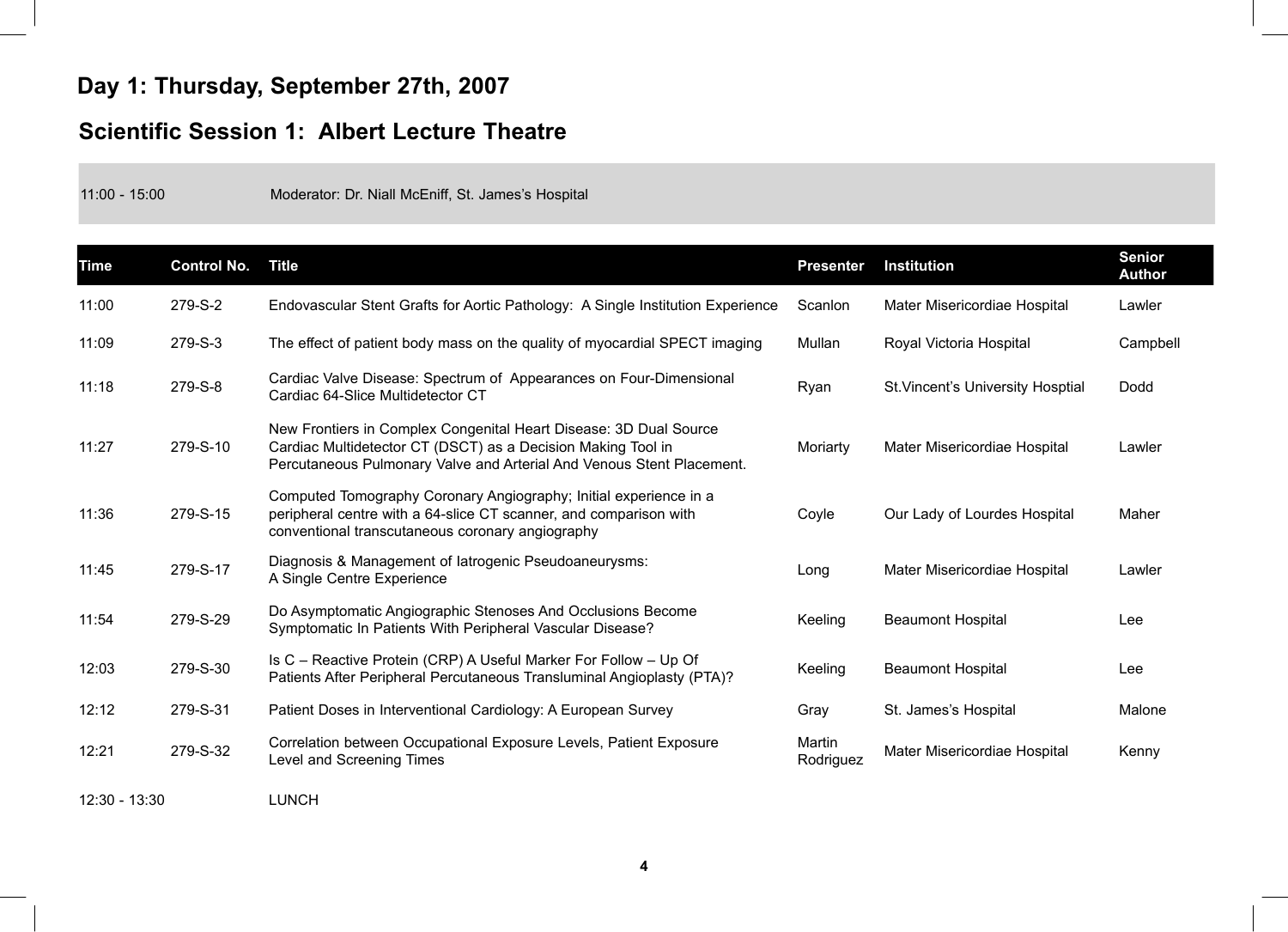# Day 1: Thursday, September 27th, 2007

## Scientific Session 1:  Albert Lecture Theatre

11:00 - 15:00 Moderator: Dr. Niall McEniff, St. James's Hospital

| Time | Control No. | Title | Presenter | Institution | Senior Author |
|---|---|---|---|---|---|
| 11:00 | 279-S-2 | Endovascular Stent Grafts for Aortic Pathology:  A Single Institution Experience | Scanlon | Mater Misericordiae Hospital | Lawler |
| 11:09 | 279-S-3 | The effect of patient body mass on the quality of myocardial SPECT imaging | Mullan | Royal Victoria Hospital | Campbell |
| 11:18 | 279-S-8 | Cardiac Valve Disease: Spectrum of  Appearances on Four-Dimensional Cardiac 64-Slice Multidetector CT | Ryan | St.Vincent's University Hosptial | Dodd |
| 11:27 | 279-S-10 | New Frontiers in Complex Congenital Heart Disease: 3D Dual Source Cardiac Multidetector CT (DSCT) as a Decision Making Tool in Percutaneous Pulmonary Valve and Arterial And Venous Stent Placement. | Moriarty | Mater Misericordiae Hospital | Lawler |
| 11:36 | 279-S-15 | Computed Tomography Coronary Angiography; Initial experience in a peripheral centre with a 64-slice CT scanner, and comparison with conventional transcutaneous coronary angiography | Coyle | Our Lady of Lourdes Hospital | Maher |
| 11:45 | 279-S-17 | Diagnosis & Management of Iatrogenic Pseudoaneurysms: A Single Centre Experience | Long | Mater Misericordiae Hospital | Lawler |
| 11:54 | 279-S-29 | Do Asymptomatic Angiographic Stenoses And Occlusions Become Symptomatic In Patients With Peripheral Vascular Disease? | Keeling | Beaumont Hospital | Lee |
| 12:03 | 279-S-30 | Is C – Reactive Protein (CRP) A Useful Marker For Follow – Up Of Patients After Peripheral Percutaneous Transluminal Angioplasty (PTA)? | Keeling | Beaumont Hospital | Lee |
| 12:12 | 279-S-31 | Patient Doses in Interventional Cardiology: A European Survey | Gray | St. James's Hospital | Malone |
| 12:21 | 279-S-32 | Correlation between Occupational Exposure Levels, Patient Exposure Level and Screening Times | Martin Rodriguez | Mater Misericordiae Hospital | Kenny |

12:30 - 13:30 LUNCH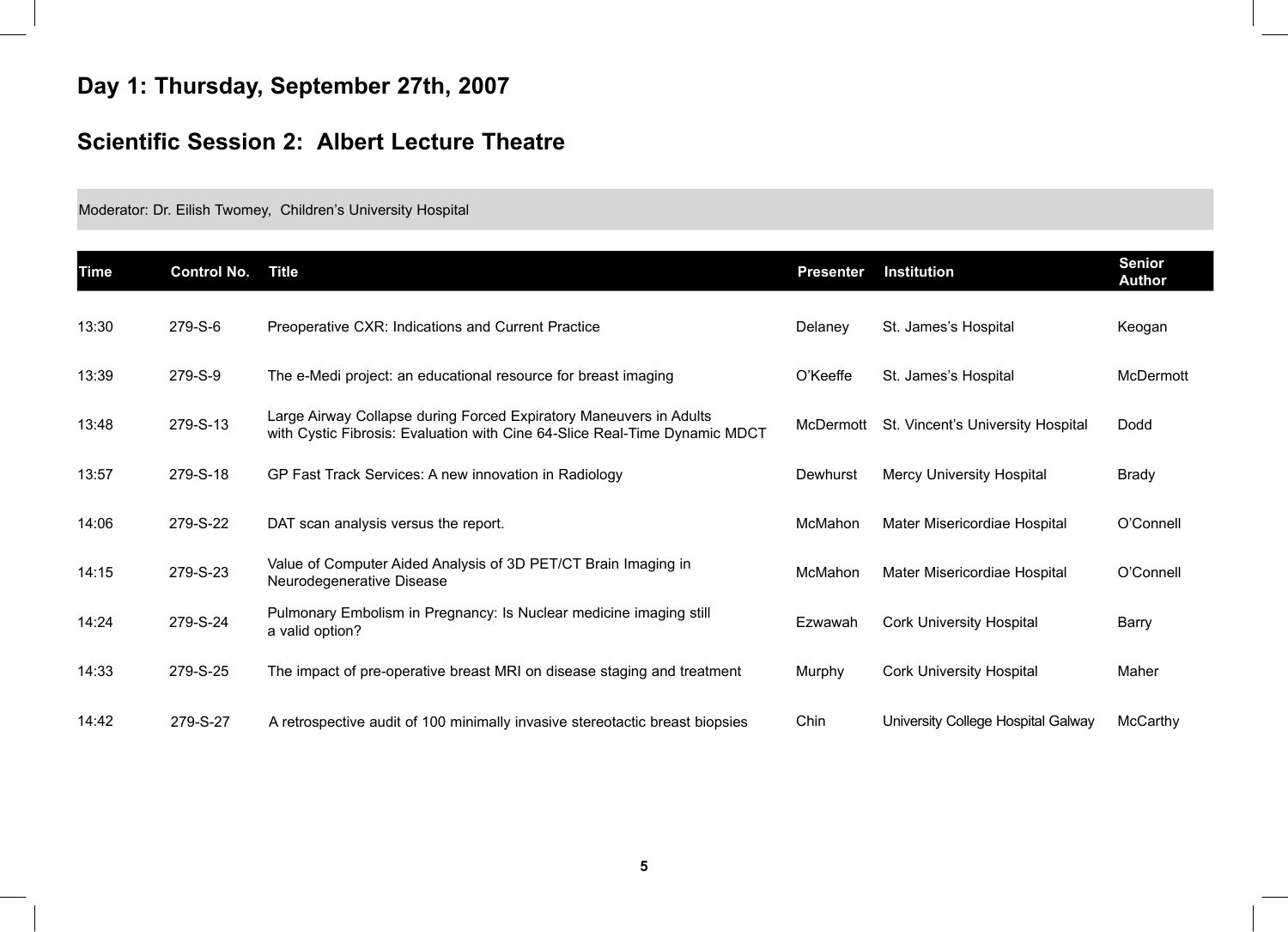# Day 1: Thursday, September 27th, 2007

## Scientific Session 2: Albert Lecture Theatre

Moderator: Dr. Eilish Twomey, Children's University Hospital

| Time | Control No. | Title | Presenter | Institution | Senior Author |
|---|---|---|---|---|---|
| 13:30 | 279-S-6 | Preoperative CXR: Indications and Current Practice | Delaney | St. James's Hospital | Keogan |
| 13:39 | 279-S-9 | The e-Medi project: an educational resource for breast imaging | O'Keeffe | St. James's Hospital | McDermott |
| 13:48 | 279-S-13 | Large Airway Collapse during Forced Expiratory Maneuvers in Adults with Cystic Fibrosis: Evaluation with Cine 64-Slice Real-Time Dynamic MDCT | McDermott | St. Vincent's University Hospital | Dodd |
| 13:57 | 279-S-18 | GP Fast Track Services: A new innovation in Radiology | Dewhurst | Mercy University Hospital | Brady |
| 14:06 | 279-S-22 | DAT scan analysis versus the report. | McMahon | Mater Misericordiae Hospital | O'Connell |
| 14:15 | 279-S-23 | Value of Computer Aided Analysis of 3D PET/CT Brain Imaging in Neurodegenerative Disease | McMahon | Mater Misericordiae Hospital | O'Connell |
| 14:24 | 279-S-24 | Pulmonary Embolism in Pregnancy: Is Nuclear medicine imaging still a valid option? | Ezwawah | Cork University Hospital | Barry |
| 14:33 | 279-S-25 | The impact of pre-operative breast MRI on disease staging and treatment | Murphy | Cork University Hospital | Maher |
| 14:42 | 279-S-27 | A retrospective audit of 100 minimally invasive stereotactic breast biopsies | Chin | University College Hospital Galway | McCarthy |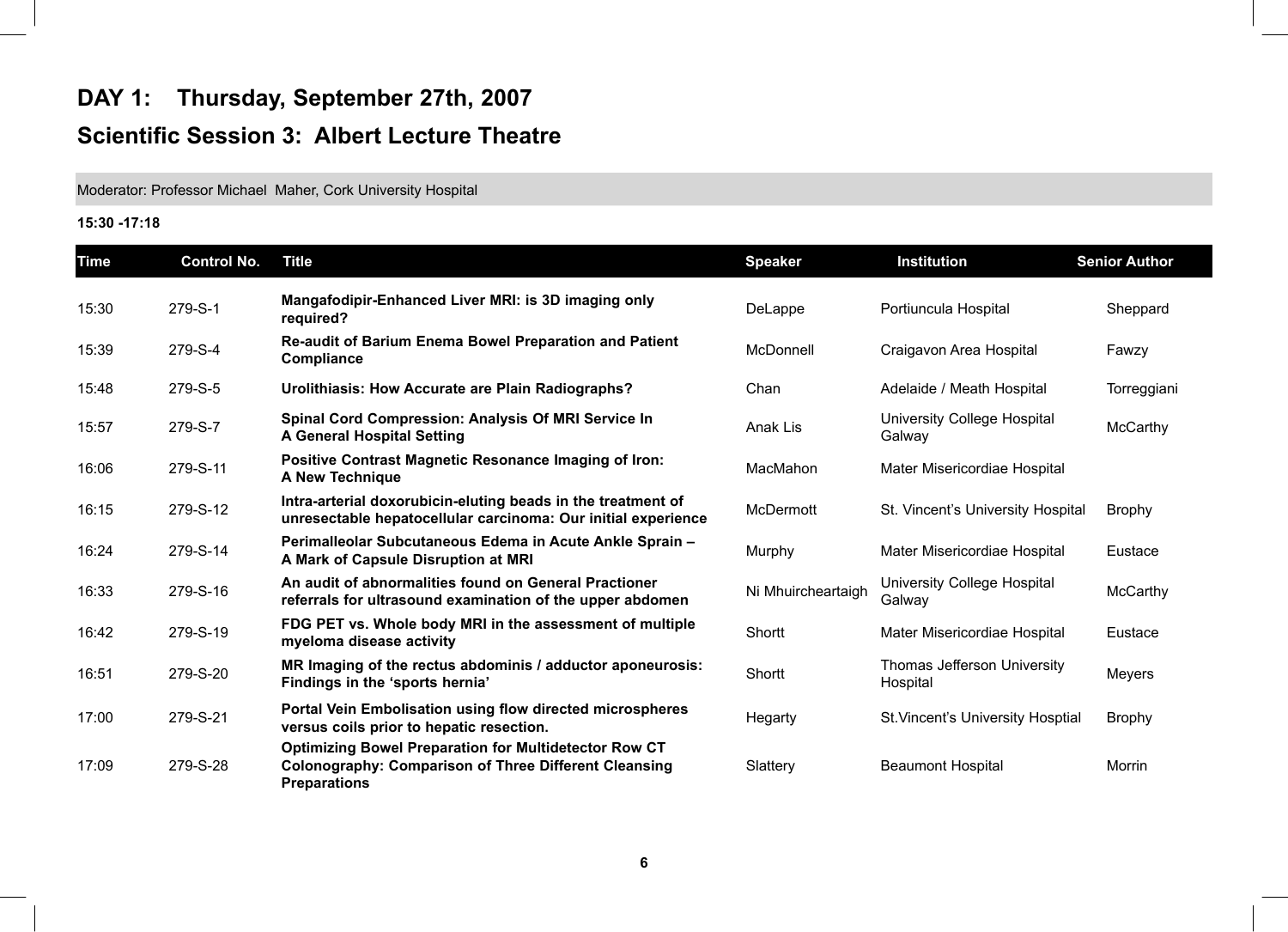# DAY 1: Thursday, September 27th, 2007

## Scientific Session 3: Albert Lecture Theatre

Moderator: Professor Michael Maher, Cork University Hospital

**15:30 -17:18**

| Time | Control No. | Title | Speaker | Institution | Senior Author |
|---|---|---|---|---|---|
| 15:30 | 279-S-1 | **Mangafodipir-Enhanced Liver MRI: is 3D imaging only required?** | DeLappe | Portiuncula Hospital | Sheppard |
| 15:39 | 279-S-4 | **Re-audit of Barium Enema Bowel Preparation and Patient Compliance** | McDonnell | Craigavon Area Hospital | Fawzy |
| 15:48 | 279-S-5 | **Urolithiasis: How Accurate are Plain Radiographs?** | Chan | Adelaide / Meath Hospital | Torreggiani |
| 15:57 | 279-S-7 | **Spinal Cord Compression: Analysis Of MRI Service In A General Hospital Setting** | Anak Lis | University College Hospital Galway | McCarthy |
| 16:06 | 279-S-11 | **Positive Contrast Magnetic Resonance Imaging of Iron: A New Technique** | MacMahon | Mater Misericordiae Hospital | |
| 16:15 | 279-S-12 | **Intra-arterial doxorubicin-eluting beads in the treatment of unresectable hepatocellular carcinoma: Our initial experience** | McDermott | St. Vincent's University Hospital | Brophy |
| 16:24 | 279-S-14 | **Perimalleolar Subcutaneous Edema in Acute Ankle Sprain – A Mark of Capsule Disruption at MRI** | Murphy | Mater Misericordiae Hospital | Eustace |
| 16:33 | 279-S-16 | **An audit of abnormalities found on General Practioner referrals for ultrasound examination of the upper abdomen** | Ni Mhuircheartaigh | University College Hospital Galway | McCarthy |
| 16:42 | 279-S-19 | **FDG PET vs. Whole body MRI in the assessment of multiple myeloma disease activity** | Shortt | Mater Misericordiae Hospital | Eustace |
| 16:51 | 279-S-20 | **MR Imaging of the rectus abdominis / adductor aponeurosis: Findings in the 'sports hernia'** | Shortt | Thomas Jefferson University Hospital | Meyers |
| 17:00 | 279-S-21 | **Portal Vein Embolisation using flow directed microspheres versus coils prior to hepatic resection.** | Hegarty | St.Vincent's University Hosptial | Brophy |
| 17:09 | 279-S-28 | **Optimizing Bowel Preparation for Multidetector Row CT Colonography: Comparison of Three Different Cleansing Preparations** | Slattery | Beaumont Hospital | Morrin |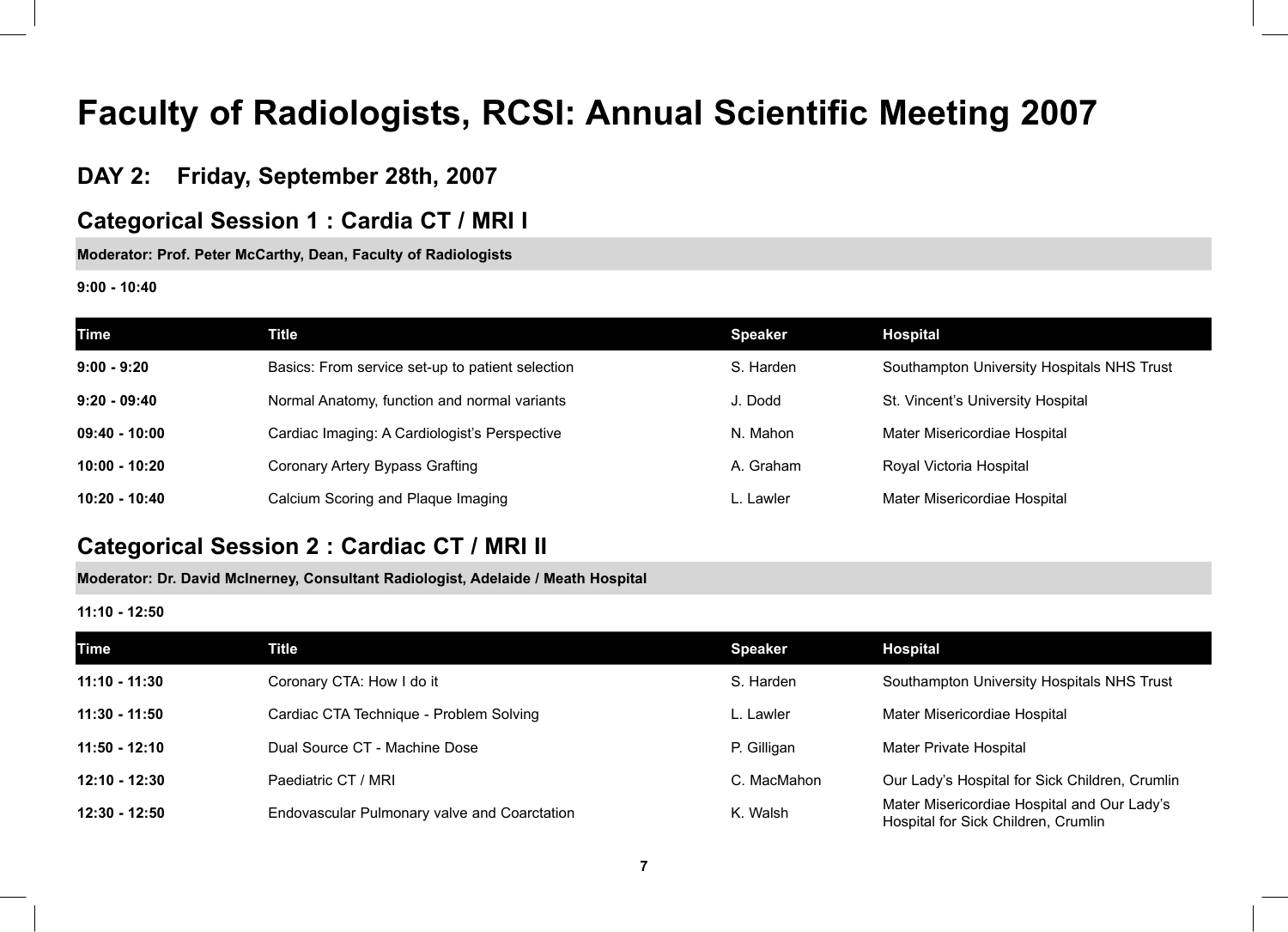# Faculty of Radiologists, RCSI: Annual Scientific Meeting 2007

## DAY 2: Friday, September 28th, 2007

## Categorical Session 1 : Cardia CT / MRI I

**Moderator: Prof. Peter McCarthy, Dean, Faculty of Radiologists**

**9:00 - 10:40**

| Time | Title | Speaker | Hospital |
|---|---|---|---|
| **9:00 - 9:20** | Basics: From service set-up to patient selection | S. Harden | Southampton University Hospitals NHS Trust |
| **9:20 - 09:40** | Normal Anatomy, function and normal variants | J. Dodd | St. Vincent's University Hospital |
| **09:40 - 10:00** | Cardiac Imaging: A Cardiologist's Perspective | N. Mahon | Mater Misericordiae Hospital |
| **10:00 - 10:20** | Coronary Artery Bypass Grafting | A. Graham | Royal Victoria Hospital |
| **10:20 - 10:40** | Calcium Scoring and Plaque Imaging | L. Lawler | Mater Misericordiae Hospital |

## Categorical Session 2 : Cardiac CT / MRI II

**Moderator: Dr. David McInerney, Consultant Radiologist, Adelaide / Meath Hospital**

**11:10 - 12:50**

| Time | Title | Speaker | Hospital |
|---|---|---|---|
| **11:10 - 11:30** | Coronary CTA: How I do it | S. Harden | Southampton University Hospitals NHS Trust |
| **11:30 - 11:50** | Cardiac CTA Technique - Problem Solving | L. Lawler | Mater Misericordiae Hospital |
| **11:50 - 12:10** | Dual Source CT - Machine Dose | P. Gilligan | Mater Private Hospital |
| **12:10 - 12:30** | Paediatric CT / MRI | C. MacMahon | Our Lady's Hospital for Sick Children, Crumlin |
| **12:30 - 12:50** | Endovascular Pulmonary valve and Coarctation | K. Walsh | Mater Misericordiae Hospital and Our Lady's Hospital for Sick Children, Crumlin |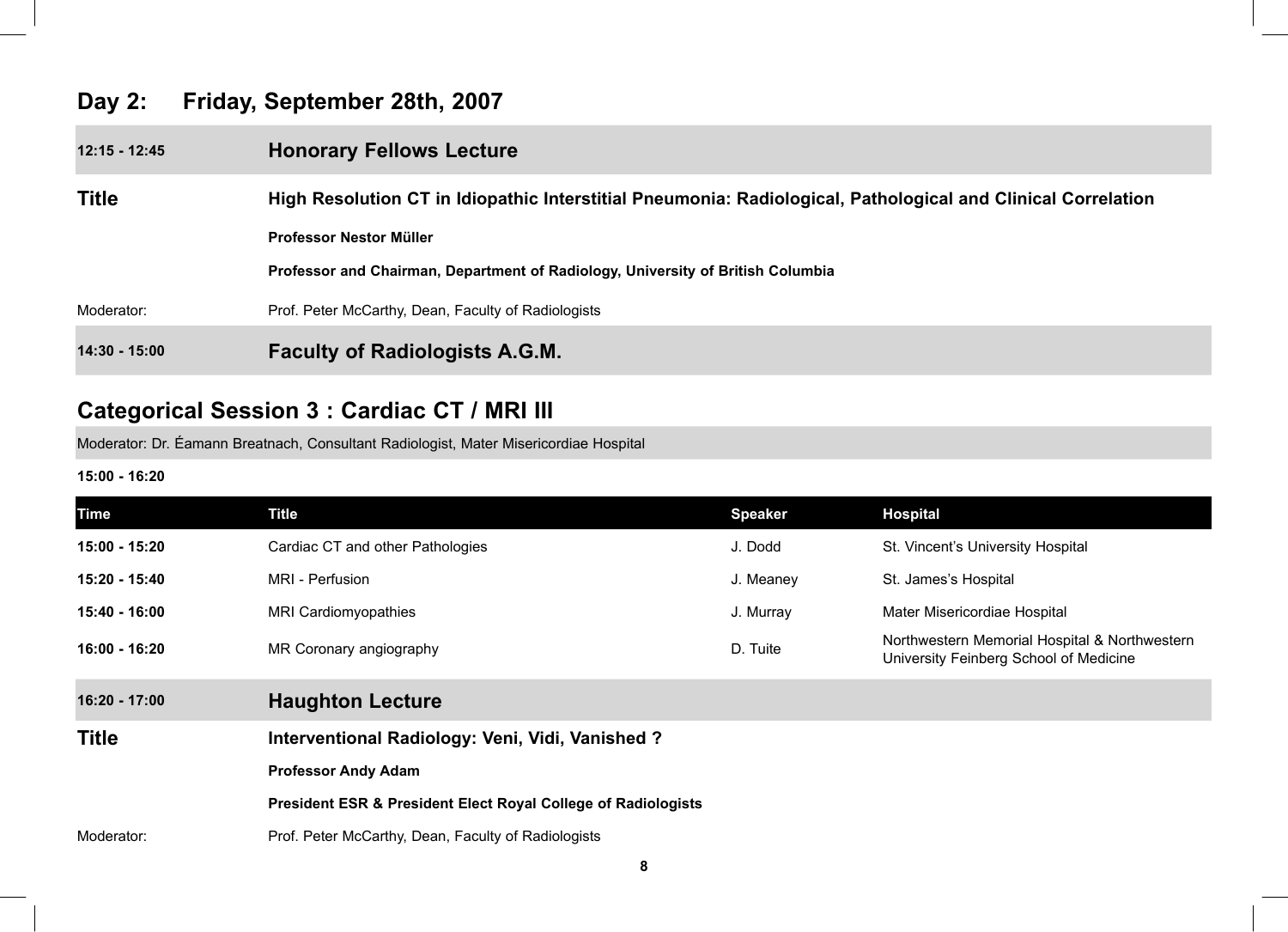## Day 2: Friday, September 28th, 2007

**12:15 - 12:45** **Honorary Fellows Lecture**

**Title** **High Resolution CT in Idiopathic Interstitial Pneumonia: Radiological, Pathological and Clinical Correlation**

**Professor Nestor Müller**

**Professor and Chairman, Department of Radiology, University of British Columbia**

Moderator: Prof. Peter McCarthy, Dean, Faculty of Radiologists

**14:30 - 15:00** **Faculty of Radiologists A.G.M.**

## Categorical Session 3 : Cardiac CT / MRI III

Moderator: Dr. Éamann Breatnach, Consultant Radiologist, Mater Misericordiae Hospital

**15:00 - 16:20**

| Time | Title | Speaker | Hospital |
|---|---|---|---|
| **15:00 - 15:20** | Cardiac CT and other Pathologies | J. Dodd | St. Vincent's University Hospital |
| **15:20 - 15:40** | MRI - Perfusion | J. Meaney | St. James's Hospital |
| **15:40 - 16:00** | MRI Cardiomyopathies | J. Murray | Mater Misericordiae Hospital |
| **16:00 - 16:20** | MR Coronary angiography | D. Tuite | Northwestern Memorial Hospital & Northwestern University Feinberg School of Medicine |

**16:20 - 17:00** **Haughton Lecture**

**Title** **Interventional Radiology: Veni, Vidi, Vanished ?**

**Professor Andy Adam**

**President ESR & President Elect Royal College of Radiologists**

Moderator: Prof. Peter McCarthy, Dean, Faculty of Radiologists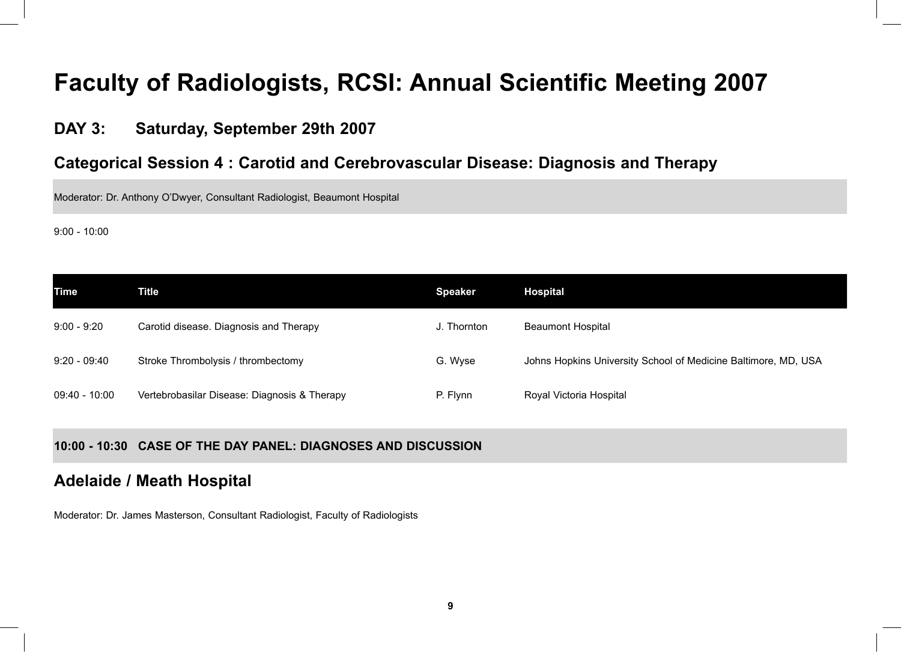# Faculty of Radiologists, RCSI: Annual Scientific Meeting 2007

## DAY 3: Saturday, September 29th 2007

## Categorical Session 4 : Carotid and Cerebrovascular Disease: Diagnosis and Therapy

Moderator: Dr. Anthony O'Dwyer, Consultant Radiologist, Beaumont Hospital

9:00 - 10:00

| Time | Title | Speaker | Hospital |
|---|---|---|---|
| 9:00 - 9:20 | Carotid disease. Diagnosis and Therapy | J. Thornton | Beaumont Hospital |
| 9:20 - 09:40 | Stroke Thrombolysis / thrombectomy | G. Wyse | Johns Hopkins University School of Medicine Baltimore, MD, USA |
| 09:40 - 10:00 | Vertebrobasilar Disease: Diagnosis & Therapy | P. Flynn | Royal Victoria Hospital |

**10:00 - 10:30 CASE OF THE DAY PANEL: DIAGNOSES AND DISCUSSION**

## Adelaide / Meath Hospital

Moderator: Dr. James Masterson, Consultant Radiologist, Faculty of Radiologists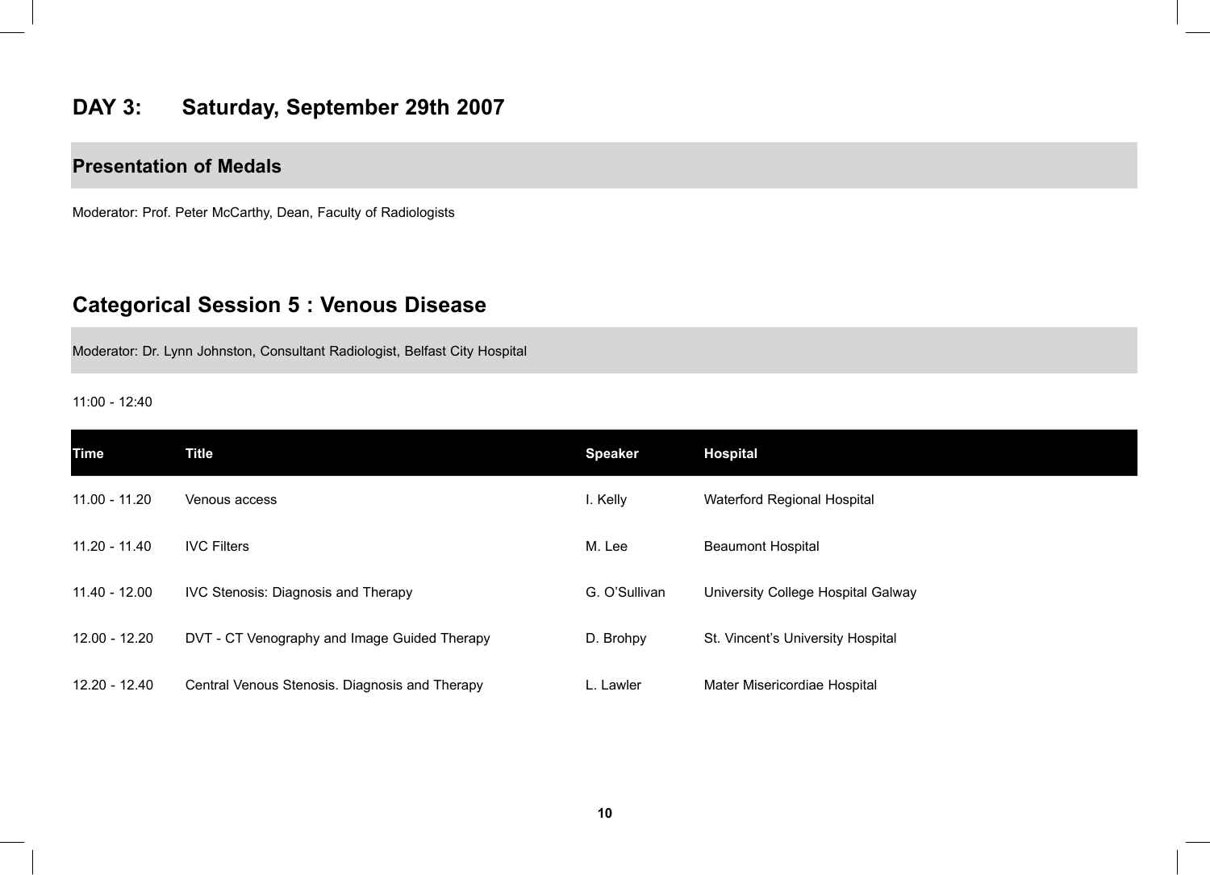## DAY 3: Saturday, September 29th 2007

### Presentation of Medals

Moderator: Prof. Peter McCarthy, Dean, Faculty of Radiologists

## Categorical Session 5 : Venous Disease

Moderator: Dr. Lynn Johnston, Consultant Radiologist, Belfast City Hospital

11:00 - 12:40

| Time | Title | Speaker | Hospital |
|---|---|---|---|
| 11.00 - 11.20 | Venous access | I. Kelly | Waterford Regional Hospital |
| 11.20 - 11.40 | IVC Filters | M. Lee | Beaumont Hospital |
| 11.40 - 12.00 | IVC Stenosis: Diagnosis and Therapy | G. O'Sullivan | University College Hospital Galway |
| 12.00 - 12.20 | DVT - CT Venography and Image Guided Therapy | D. Brohpy | St. Vincent's University Hospital |
| 12.20 - 12.40 | Central Venous Stenosis. Diagnosis and Therapy | L. Lawler | Mater Misericordiae Hospital |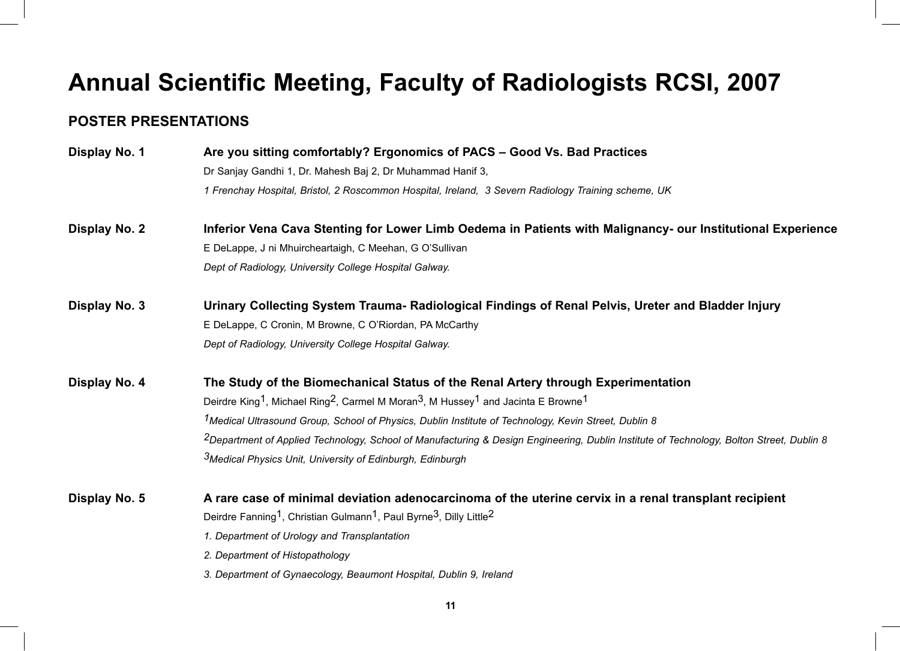# Annual Scientific Meeting, Faculty of Radiologists RCSI, 2007

## POSTER PRESENTATIONS

**Display No. 1** **Are you sitting comfortably? Ergonomics of PACS – Good Vs. Bad Practices**

Dr Sanjay Gandhi 1, Dr. Mahesh Baj 2, Dr Muhammad Hanif 3,

*1 Frenchay Hospital, Bristol, 2 Roscommon Hospital, Ireland, 3 Severn Radiology Training scheme, UK*

**Display No. 2** **Inferior Vena Cava Stenting for Lower Limb Oedema in Patients with Malignancy- our Institutional Experience**

E DeLappe, J ni Mhuircheartaigh, C Meehan, G O'Sullivan

*Dept of Radiology, University College Hospital Galway.*

**Display No. 3** **Urinary Collecting System Trauma- Radiological Findings of Renal Pelvis, Ureter and Bladder Injury**

E DeLappe, C Cronin, M Browne, C O'Riordan, PA McCarthy

*Dept of Radiology, University College Hospital Galway.*

**Display No. 4** **The Study of the Biomechanical Status of the Renal Artery through Experimentation**

Deirdre King[1], Michael Ring[2], Carmel M Moran[3], M Hussey[1] and Jacinta E Browne[1]

*[1]Medical Ultrasound Group, School of Physics, Dublin Institute of Technology, Kevin Street, Dublin 8*

*[2]Department of Applied Technology, School of Manufacturing & Design Engineering, Dublin Institute of Technology, Bolton Street, Dublin 8*

*[3]Medical Physics Unit, University of Edinburgh, Edinburgh*

**Display No. 5** **A rare case of minimal deviation adenocarcinoma of the uterine cervix in a renal transplant recipient**

Deirdre Fanning[1], Christian Gulmann[1], Paul Byrne[3], Dilly Little[2]

*1. Department of Urology and Transplantation*

*2. Department of Histopathology*

*3. Department of Gynaecology, Beaumont Hospital, Dublin 9, Ireland*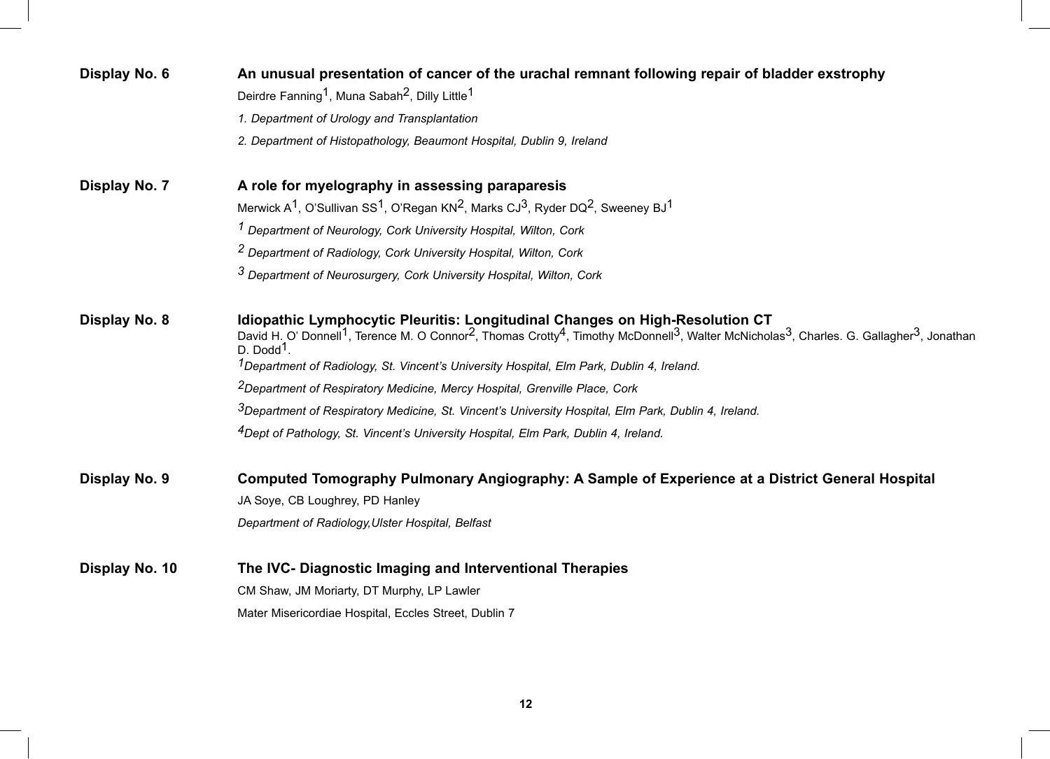**Display No. 6**

**An unusual presentation of cancer of the urachal remnant following repair of bladder exstrophy**

Deirdre Fanning[1], Muna Sabah[2], Dilly Little[1]

*1. Department of Urology and Transplantation*

*2. Department of Histopathology, Beaumont Hospital, Dublin 9, Ireland*

**Display No. 7**

**A role for myelography in assessing paraparesis**

Merwick A[1], O'Sullivan SS[1], O'Regan KN[2], Marks CJ[3], Ryder DQ[2], Sweeney BJ[1]

*[1] Department of Neurology, Cork University Hospital, Wilton, Cork*

*[2] Department of Radiology, Cork University Hospital, Wilton, Cork*

*[3] Department of Neurosurgery, Cork University Hospital, Wilton, Cork*

**Display No. 8**

**Idiopathic Lymphocytic Pleuritis: Longitudinal Changes on High-Resolution CT**

David H. O' Donnell[1], Terence M. O Connor[2], Thomas Crotty[4], Timothy McDonnell[3], Walter McNicholas[3], Charles. G. Gallagher[3], Jonathan D. Dodd[1].

*[1]Department of Radiology, St. Vincent's University Hospital, Elm Park, Dublin 4, Ireland.*

*[2]Department of Respiratory Medicine, Mercy Hospital, Grenville Place, Cork*

*[3]Department of Respiratory Medicine, St. Vincent's University Hospital, Elm Park, Dublin 4, Ireland.*

*[4]Dept of Pathology, St. Vincent's University Hospital, Elm Park, Dublin 4, Ireland.*

**Display No. 9**

**Computed Tomography Pulmonary Angiography: A Sample of Experience at a District General Hospital**

JA Soye, CB Loughrey, PD Hanley

*Department of Radiology,Ulster Hospital, Belfast*

**Display No. 10**

**The IVC- Diagnostic Imaging and Interventional Therapies**

CM Shaw, JM Moriarty, DT Murphy, LP Lawler

Mater Misericordiae Hospital, Eccles Street, Dublin 7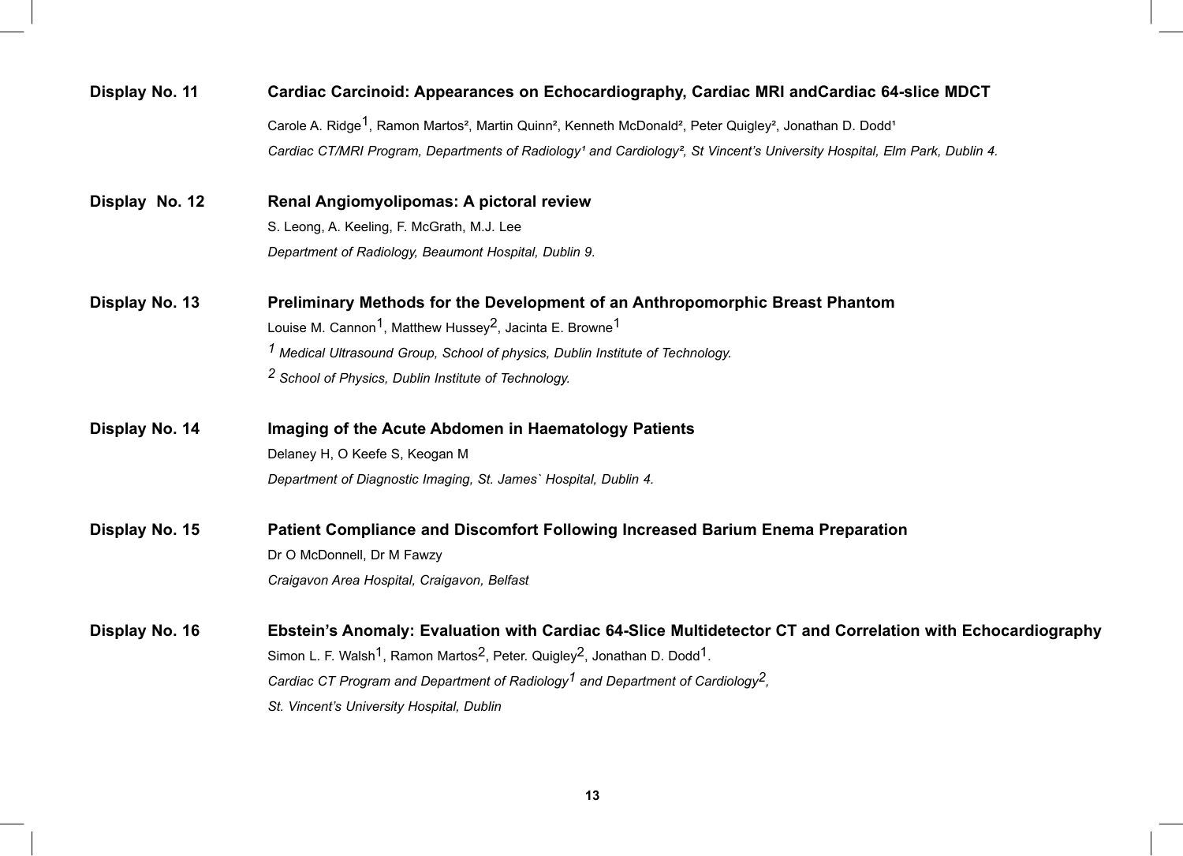**Display No. 11** **Cardiac Carcinoid: Appearances on Echocardiography, Cardiac MRI andCardiac 64-slice MDCT**

Carole A. Ridge[1], Ramon Martos[2], Martin Quinn[2], Kenneth McDonald[2], Peter Quigley[2], Jonathan D. Dodd[1]

*Cardiac CT/MRI Program, Departments of Radiology[1] and Cardiology[2], St Vincent's University Hospital, Elm Park, Dublin 4.*

**Display No. 12** **Renal Angiomyolipomas: A pictoral review**

S. Leong, A. Keeling, F. McGrath, M.J. Lee

*Department of Radiology, Beaumont Hospital, Dublin 9.*

**Display No. 13** **Preliminary Methods for the Development of an Anthropomorphic Breast Phantom**

Louise M. Cannon[1], Matthew Hussey[2], Jacinta E. Browne[1]

*[1] Medical Ultrasound Group, School of physics, Dublin Institute of Technology.*

*[2] School of Physics, Dublin Institute of Technology.*

**Display No. 14** **Imaging of the Acute Abdomen in Haematology Patients**

Delaney H, O Keefe S, Keogan M

*Department of Diagnostic Imaging, St. James` Hospital, Dublin 4.*

**Display No. 15** **Patient Compliance and Discomfort Following Increased Barium Enema Preparation**

Dr O McDonnell, Dr M Fawzy

*Craigavon Area Hospital, Craigavon, Belfast*

**Display No. 16** **Ebstein's Anomaly: Evaluation with Cardiac 64-Slice Multidetector CT and Correlation with Echocardiography**

Simon L. F. Walsh[1], Ramon Martos[2], Peter. Quigley[2], Jonathan D. Dodd[1].

*Cardiac CT Program and Department of Radiology[1] and Department of Cardiology[2],*

*St. Vincent's University Hospital, Dublin*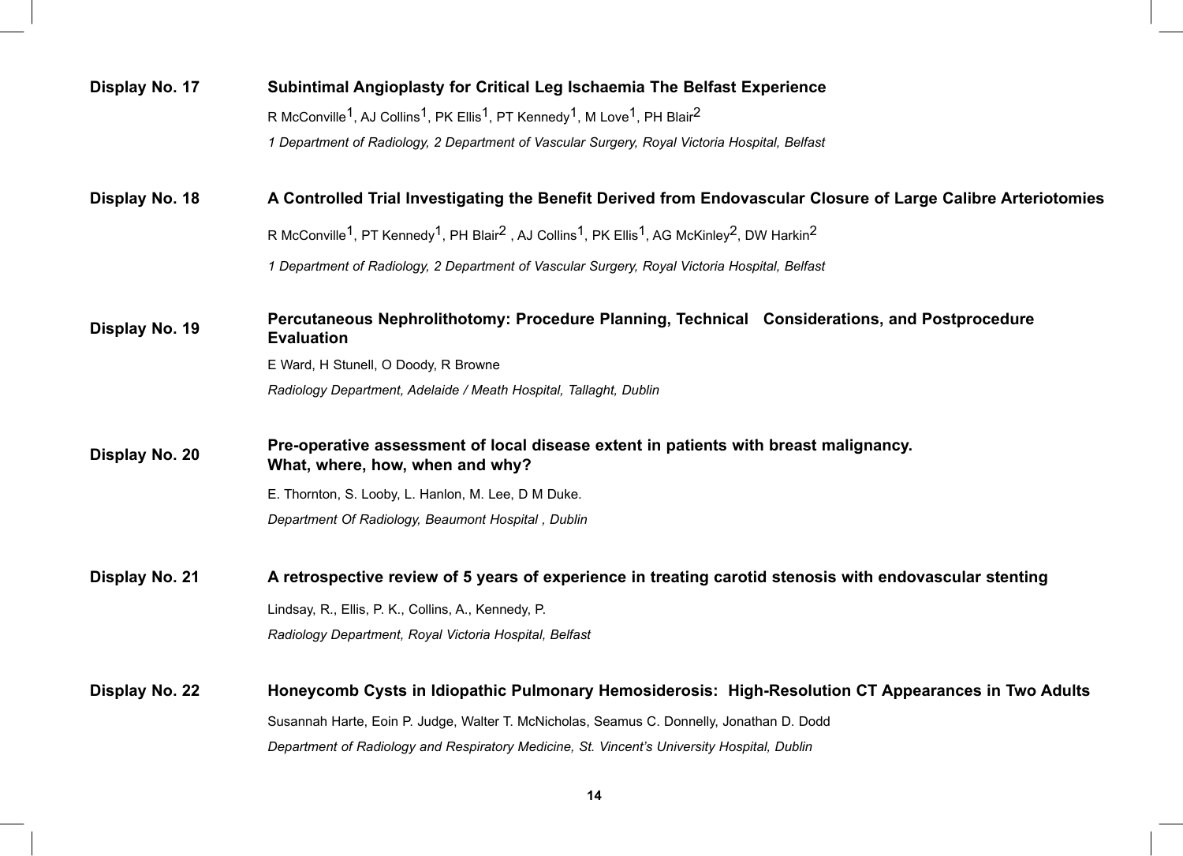**Display No. 17** **Subintimal Angioplasty for Critical Leg Ischaemia The Belfast Experience**

R McConville[1], AJ Collins[1], PK Ellis[1], PT Kennedy[1], M Love[1], PH Blair[2]

*1 Department of Radiology, 2 Department of Vascular Surgery, Royal Victoria Hospital, Belfast*

**Display No. 18** **A Controlled Trial Investigating the Benefit Derived from Endovascular Closure of Large Calibre Arteriotomies**

R McConville[1], PT Kennedy[1], PH Blair[2], AJ Collins[1], PK Ellis[1], AG McKinley[2], DW Harkin[2]

*1 Department of Radiology, 2 Department of Vascular Surgery, Royal Victoria Hospital, Belfast*

**Display No. 19** **Percutaneous Nephrolithotomy: Procedure Planning, Technical Considerations, and Postprocedure Evaluation**

E Ward, H Stunell, O Doody, R Browne

*Radiology Department, Adelaide / Meath Hospital, Tallaght, Dublin*

**Display No. 20** **Pre-operative assessment of local disease extent in patients with breast malignancy. What, where, how, when and why?**

E. Thornton, S. Looby, L. Hanlon, M. Lee, D M Duke.

*Department Of Radiology, Beaumont Hospital , Dublin*

**Display No. 21** **A retrospective review of 5 years of experience in treating carotid stenosis with endovascular stenting**

Lindsay, R., Ellis, P. K., Collins, A., Kennedy, P.

*Radiology Department, Royal Victoria Hospital, Belfast*

**Display No. 22** **Honeycomb Cysts in Idiopathic Pulmonary Hemosiderosis: High-Resolution CT Appearances in Two Adults**

Susannah Harte, Eoin P. Judge, Walter T. McNicholas, Seamus C. Donnelly, Jonathan D. Dodd

*Department of Radiology and Respiratory Medicine, St. Vincent's University Hospital, Dublin*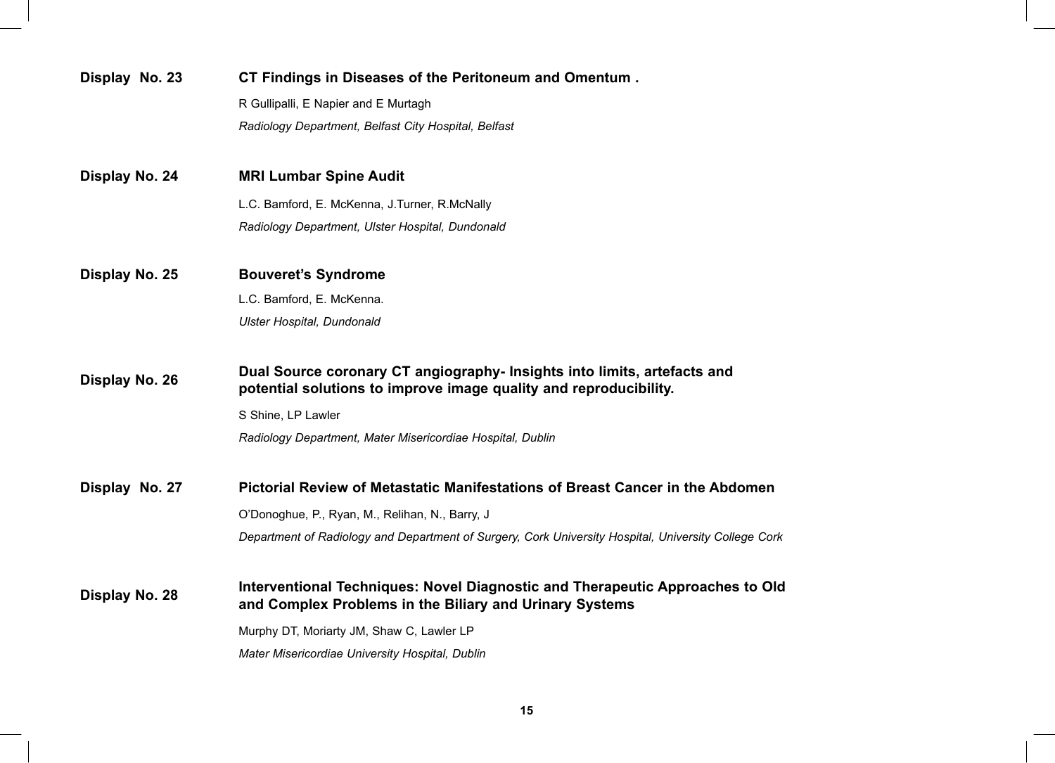**Display No. 23** **CT Findings in Diseases of the Peritoneum and Omentum .**

R Gullipalli, E Napier and E Murtagh

*Radiology Department, Belfast City Hospital, Belfast*

**Display No. 24** **MRI Lumbar Spine Audit**

L.C. Bamford, E. McKenna, J.Turner, R.McNally

*Radiology Department, Ulster Hospital, Dundonald*

**Display No. 25** **Bouveret's Syndrome**

L.C. Bamford, E. McKenna.

*Ulster Hospital, Dundonald*

**Display No. 26** **Dual Source coronary CT angiography- Insights into limits, artefacts and potential solutions to improve image quality and reproducibility.**

S Shine, LP Lawler

*Radiology Department, Mater Misericordiae Hospital, Dublin*

**Display No. 27** **Pictorial Review of Metastatic Manifestations of Breast Cancer in the Abdomen**

O'Donoghue, P., Ryan, M., Relihan, N., Barry, J

*Department of Radiology and Department of Surgery, Cork University Hospital, University College Cork*

**Display No. 28** **Interventional Techniques: Novel Diagnostic and Therapeutic Approaches to Old and Complex Problems in the Biliary and Urinary Systems**

Murphy DT, Moriarty JM, Shaw C, Lawler LP

*Mater Misericordiae University Hospital, Dublin*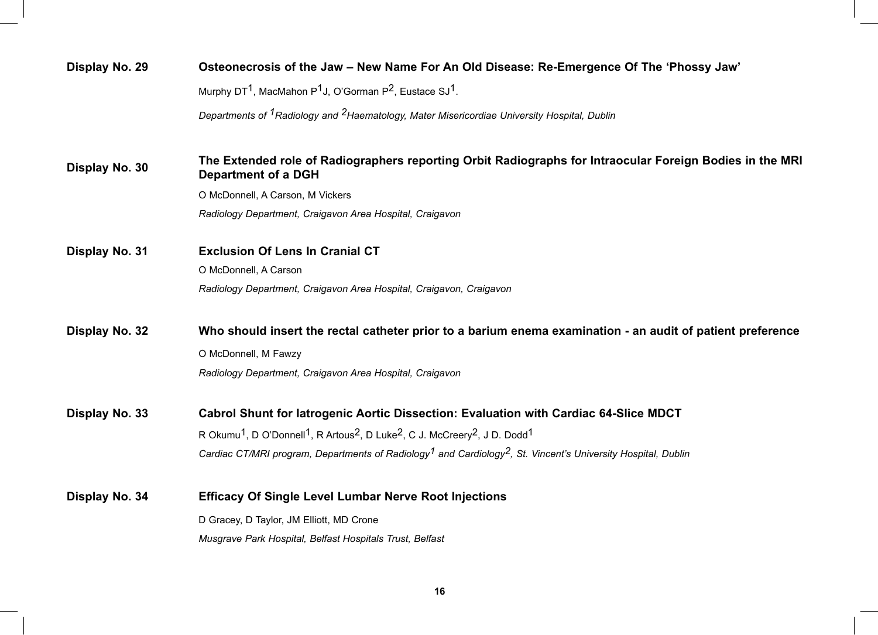**Display No. 29**

**Osteonecrosis of the Jaw – New Name For An Old Disease: Re-Emergence Of The 'Phossy Jaw'**

Murphy DT[1], MacMahon P[1]J, O'Gorman P[2], Eustace SJ[1].

*Departments of [1]Radiology and [2]Haematology, Mater Misericordiae University Hospital, Dublin*

**Display No. 30**

**The Extended role of Radiographers reporting Orbit Radiographs for Intraocular Foreign Bodies in the MRI Department of a DGH**

O McDonnell, A Carson, M Vickers

*Radiology Department, Craigavon Area Hospital, Craigavon*

**Display No. 31**

**Exclusion Of Lens In Cranial CT**

O McDonnell, A Carson

*Radiology Department, Craigavon Area Hospital, Craigavon, Craigavon*

**Display No. 32**

**Who should insert the rectal catheter prior to a barium enema examination - an audit of patient preference**

O McDonnell, M Fawzy

*Radiology Department, Craigavon Area Hospital, Craigavon*

**Display No. 33**

**Cabrol Shunt for Iatrogenic Aortic Dissection: Evaluation with Cardiac 64-Slice MDCT**

R Okumu[1], D O'Donnell[1], R Artous[2], D Luke[2], C J. McCreery[2], J D. Dodd[1]

*Cardiac CT/MRI program, Departments of Radiology[1] and Cardiology[2], St. Vincent's University Hospital, Dublin*

**Display No. 34**

**Efficacy Of Single Level Lumbar Nerve Root Injections**

D Gracey, D Taylor, JM Elliott, MD Crone

*Musgrave Park Hospital, Belfast Hospitals Trust, Belfast*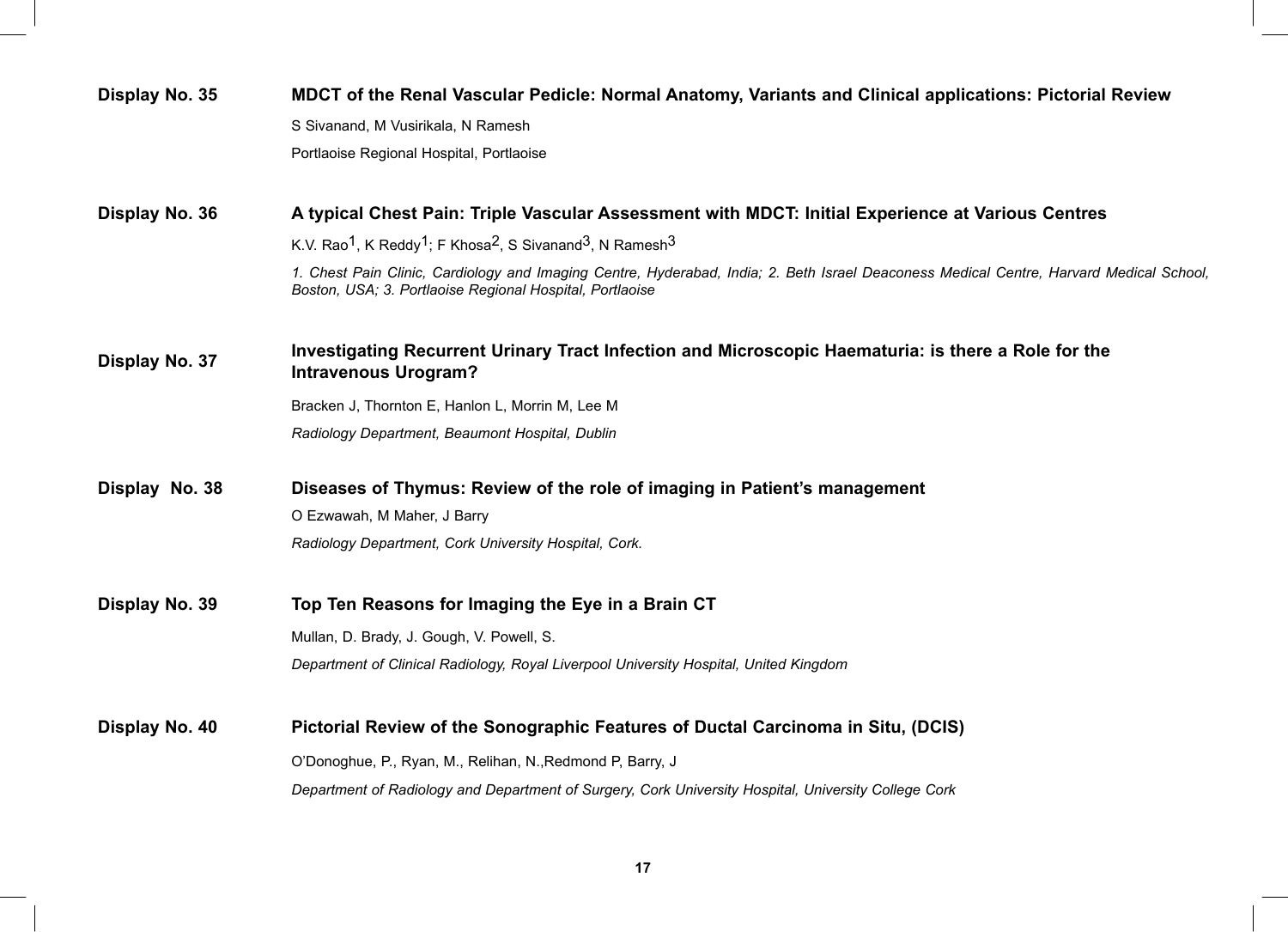**Display No. 35** **MDCT of the Renal Vascular Pedicle: Normal Anatomy, Variants and Clinical applications: Pictorial Review**

S Sivanand, M Vusirikala, N Ramesh

Portlaoise Regional Hospital, Portlaoise

**Display No. 36** **A typical Chest Pain: Triple Vascular Assessment with MDCT: Initial Experience at Various Centres**

K.V. Rao[1], K Reddy[1]; F Khosa[2], S Sivanand[3], N Ramesh[3]

*1. Chest Pain Clinic, Cardiology and Imaging Centre, Hyderabad, India; 2. Beth Israel Deaconess Medical Centre, Harvard Medical School, Boston, USA; 3. Portlaoise Regional Hospital, Portlaoise*

**Display No. 37** **Investigating Recurrent Urinary Tract Infection and Microscopic Haematuria: is there a Role for the Intravenous Urogram?**

Bracken J, Thornton E, Hanlon L, Morrin M, Lee M

*Radiology Department, Beaumont Hospital, Dublin*

**Display No. 38** **Diseases of Thymus: Review of the role of imaging in Patient's management**

O Ezwawah, M Maher, J Barry

*Radiology Department, Cork University Hospital, Cork.*

**Display No. 39** **Top Ten Reasons for Imaging the Eye in a Brain CT**

Mullan, D. Brady, J. Gough, V. Powell, S.

*Department of Clinical Radiology, Royal Liverpool University Hospital, United Kingdom*

**Display No. 40** **Pictorial Review of the Sonographic Features of Ductal Carcinoma in Situ, (DCIS)**

O'Donoghue, P., Ryan, M., Relihan, N.,Redmond P, Barry, J

*Department of Radiology and Department of Surgery, Cork University Hospital, University College Cork*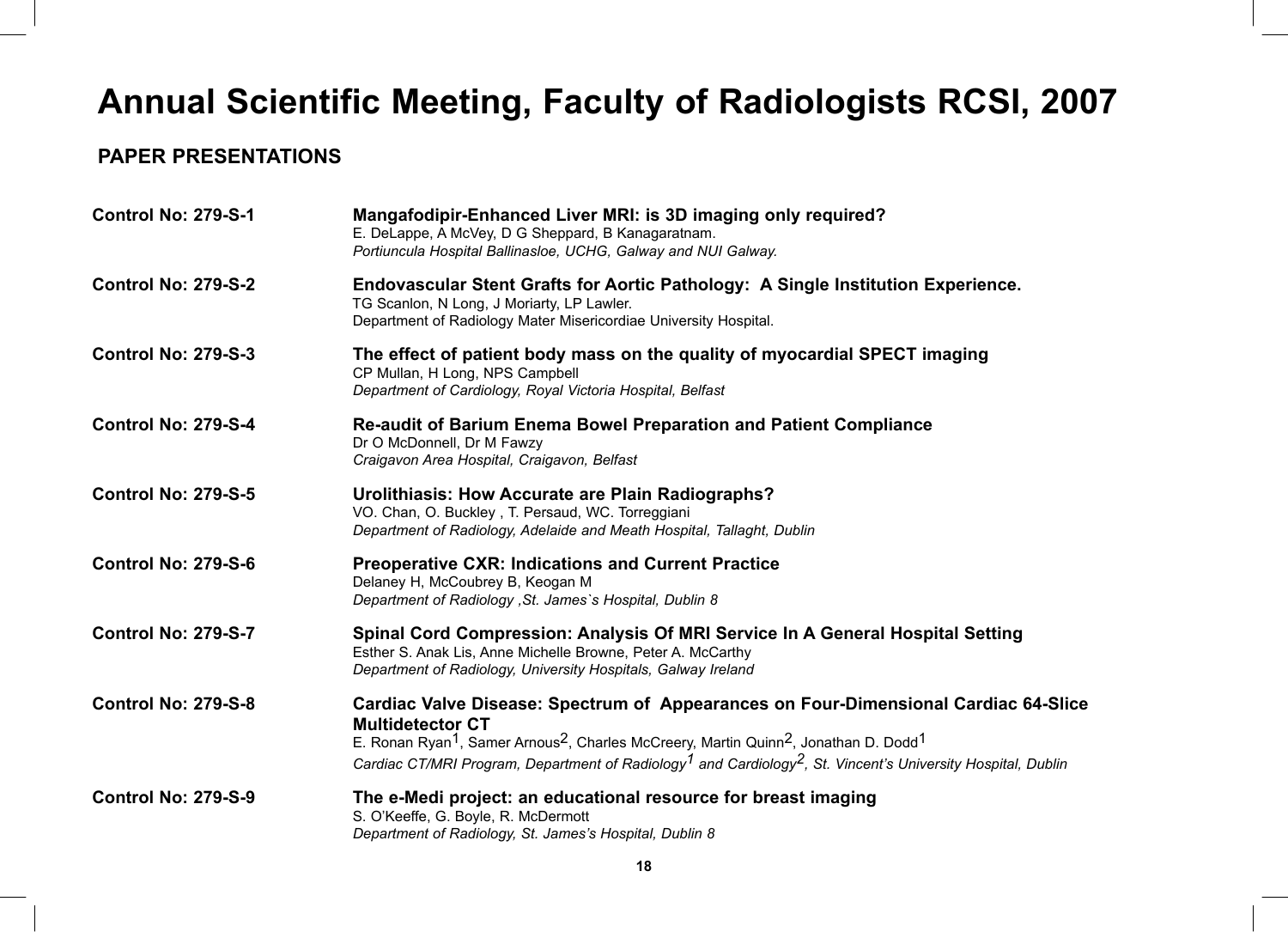# Annual Scientific Meeting, Faculty of Radiologists RCSI, 2007

## PAPER PRESENTATIONS

**Control No: 279-S-1**

**Mangafodipir-Enhanced Liver MRI: is 3D imaging only required?**
E. DeLappe, A McVey, D G Sheppard, B Kanagaratnam.
*Portiuncula Hospital Ballinasloe, UCHG, Galway and NUI Galway.*

**Control No: 279-S-2**

**Endovascular Stent Grafts for Aortic Pathology: A Single Institution Experience.**
TG Scanlon, N Long, J Moriarty, LP Lawler.
Department of Radiology Mater Misericordiae University Hospital.

**Control No: 279-S-3**

**The effect of patient body mass on the quality of myocardial SPECT imaging**
CP Mullan, H Long, NPS Campbell
*Department of Cardiology, Royal Victoria Hospital, Belfast*

**Control No: 279-S-4**

**Re-audit of Barium Enema Bowel Preparation and Patient Compliance**
Dr O McDonnell, Dr M Fawzy
*Craigavon Area Hospital, Craigavon, Belfast*

**Control No: 279-S-5**

**Urolithiasis: How Accurate are Plain Radiographs?**
VO. Chan, O. Buckley , T. Persaud, WC. Torreggiani
*Department of Radiology, Adelaide and Meath Hospital, Tallaght, Dublin*

**Control No: 279-S-6**

**Preoperative CXR: Indications and Current Practice**
Delaney H, McCoubrey B, Keogan M
*Department of Radiology ,St. James`s Hospital, Dublin 8*

**Control No: 279-S-7**

**Spinal Cord Compression: Analysis Of MRI Service In A General Hospital Setting**
Esther S. Anak Lis, Anne Michelle Browne, Peter A. McCarthy
*Department of Radiology, University Hospitals, Galway Ireland*

**Control No: 279-S-8**

**Cardiac Valve Disease: Spectrum of Appearances on Four-Dimensional Cardiac 64-Slice Multidetector CT**
E. Ronan Ryan[1], Samer Arnous[2], Charles McCreery, Martin Quinn[2], Jonathan D. Dodd[1]
*Cardiac CT/MRI Program, Department of Radiology[1] and Cardiology[2], St. Vincent's University Hospital, Dublin*

**Control No: 279-S-9**

**The e-Medi project: an educational resource for breast imaging**
S. O'Keeffe, G. Boyle, R. McDermott
*Department of Radiology, St. James's Hospital, Dublin 8*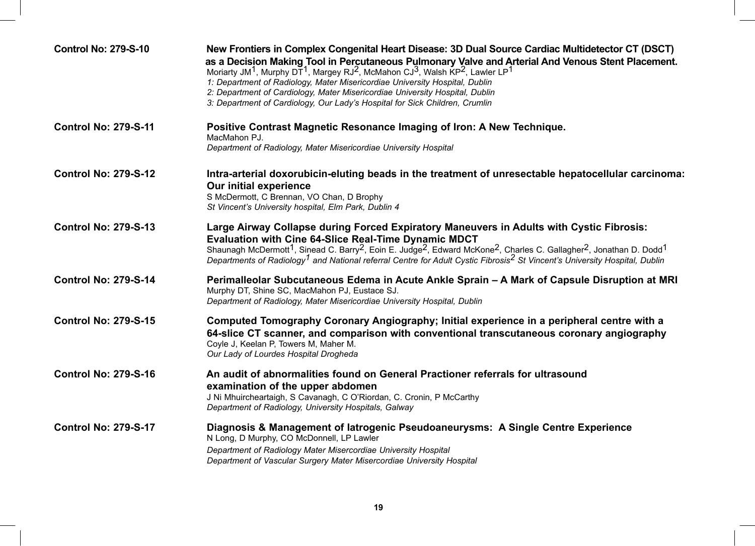**Control No: 279-S-10**

**New Frontiers in Complex Congenital Heart Disease: 3D Dual Source Cardiac Multidetector CT (DSCT) as a Decision Making Tool in Percutaneous Pulmonary Valve and Arterial And Venous Stent Placement.**
Moriarty JM[1], Murphy DT[1], Margey RJ[2], McMahon CJ[3], Walsh KP[2], Lawler LP[1]
*1: Department of Radiology, Mater Misericordiae University Hospital, Dublin*
*2: Department of Cardiology, Mater Misericordiae University Hospital, Dublin*
*3: Department of Cardiology, Our Lady's Hospital for Sick Children, Crumlin*

**Control No: 279-S-11**

**Positive Contrast Magnetic Resonance Imaging of Iron: A New Technique.**
MacMahon PJ.
*Department of Radiology, Mater Misericordiae University Hospital*

**Control No: 279-S-12**

**Intra-arterial doxorubicin-eluting beads in the treatment of unresectable hepatocellular carcinoma: Our initial experience**
S McDermott, C Brennan, VO Chan, D Brophy
*St Vincent's University hospital, Elm Park, Dublin 4*

**Control No: 279-S-13**

**Large Airway Collapse during Forced Expiratory Maneuvers in Adults with Cystic Fibrosis: Evaluation with Cine 64-Slice Real-Time Dynamic MDCT**
Shaunagh McDermott[1], Sinead C. Barry[2], Eoin E. Judge[2], Edward McKone[2], Charles C. Gallagher[2], Jonathan D. Dodd[1]
*Departments of Radiology[1] and National referral Centre for Adult Cystic Fibrosis[2] St Vincent's University Hospital, Dublin*

**Control No: 279-S-14**

**Perimalleolar Subcutaneous Edema in Acute Ankle Sprain – A Mark of Capsule Disruption at MRI**
Murphy DT, Shine SC, MacMahon PJ, Eustace SJ.
*Department of Radiology, Mater Misericordiae University Hospital, Dublin*

**Control No: 279-S-15**

**Computed Tomography Coronary Angiography; Initial experience in a peripheral centre with a 64-slice CT scanner, and comparison with conventional transcutaneous coronary angiography**
Coyle J, Keelan P, Towers M, Maher M.
*Our Lady of Lourdes Hospital Drogheda*

**Control No: 279-S-16**

**An audit of abnormalities found on General Practioner referrals for ultrasound examination of the upper abdomen**
J Ni Mhuircheartaigh, S Cavanagh, C O'Riordan, C. Cronin, P McCarthy
*Department of Radiology, University Hospitals, Galway*

**Control No: 279-S-17**

**Diagnosis & Management of Iatrogenic Pseudoaneurysms: A Single Centre Experience**
N Long, D Murphy, CO McDonnell, LP Lawler
*Department of Radiology Mater Misercordiae University Hospital*
*Department of Vascular Surgery Mater Misercordiae University Hospital*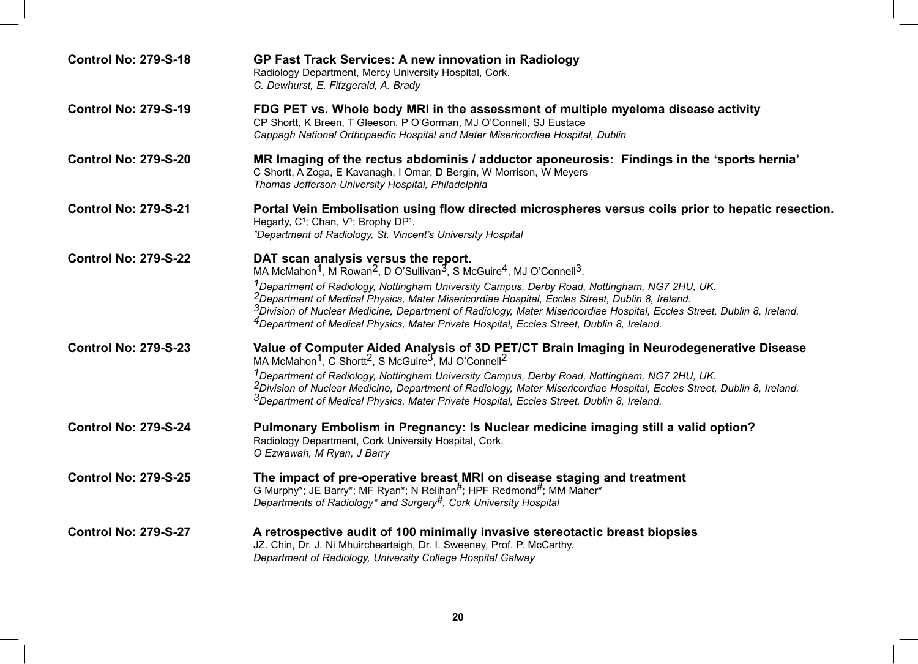**Control No: 279-S-18**

**GP Fast Track Services: A new innovation in Radiology**
Radiology Department, Mercy University Hospital, Cork.
*C. Dewhurst, E. Fitzgerald, A. Brady*

**Control No: 279-S-19**

**FDG PET vs. Whole body MRI in the assessment of multiple myeloma disease activity**
CP Shortt, K Breen, T Gleeson, P O'Gorman, MJ O'Connell, SJ Eustace
*Cappagh National Orthopaedic Hospital and Mater Misericordiae Hospital, Dublin*

**Control No: 279-S-20**

**MR Imaging of the rectus abdominis / adductor aponeurosis: Findings in the 'sports hernia'**
C Shortt, A Zoga, E Kavanagh, I Omar, D Bergin, W Morrison, W Meyers
*Thomas Jefferson University Hospital, Philadelphia*

**Control No: 279-S-21**

**Portal Vein Embolisation using flow directed microspheres versus coils prior to hepatic resection.**
Hegarty, C[1]; Chan, V[1]; Brophy DP[1].
*[1]Department of Radiology, St. Vincent's University Hospital*

**Control No: 279-S-22**

**DAT scan analysis versus the report.**
MA McMahon[1], M Rowan[2], D O'Sullivan[3], S McGuire[4], MJ O'Connell[3].
*[1]Department of Radiology, Nottingham University Campus, Derby Road, Nottingham, NG7 2HU, UK.*
*[2]Department of Medical Physics, Mater Misericordiae Hospital, Eccles Street, Dublin 8, Ireland.*
*[3]Division of Nuclear Medicine, Department of Radiology, Mater Misericordiae Hospital, Eccles Street, Dublin 8, Ireland.*
*[4]Department of Medical Physics, Mater Private Hospital, Eccles Street, Dublin 8, Ireland.*

**Control No: 279-S-23**

**Value of Computer Aided Analysis of 3D PET/CT Brain Imaging in Neurodegenerative Disease**
MA McMahon[1], C Shortt[2], S McGuire[3], MJ O'Connell[2]
*[1]Department of Radiology, Nottingham University Campus, Derby Road, Nottingham, NG7 2HU, UK.*
*[2]Division of Nuclear Medicine, Department of Radiology, Mater Misericordiae Hospital, Eccles Street, Dublin 8, Ireland.*
*[3]Department of Medical Physics, Mater Private Hospital, Eccles Street, Dublin 8, Ireland.*

**Control No: 279-S-24**

**Pulmonary Embolism in Pregnancy: Is Nuclear medicine imaging still a valid option?**
Radiology Department, Cork University Hospital, Cork.
*O Ezwawah, M Ryan, J Barry*

**Control No: 279-S-25**

**The impact of pre-operative breast MRI on disease staging and treatment**
G Murphy*; JE Barry*; MF Ryan*; N Relihan#; HPF Redmond#; MM Maher*
*Departments of Radiology* and Surgery#, Cork University Hospital*

**Control No: 279-S-27**

**A retrospective audit of 100 minimally invasive stereotactic breast biopsies**
JZ. Chin, Dr. J. Ni Mhuircheartaigh, Dr. I. Sweeney, Prof. P. McCarthy.
*Department of Radiology, University College Hospital Galway*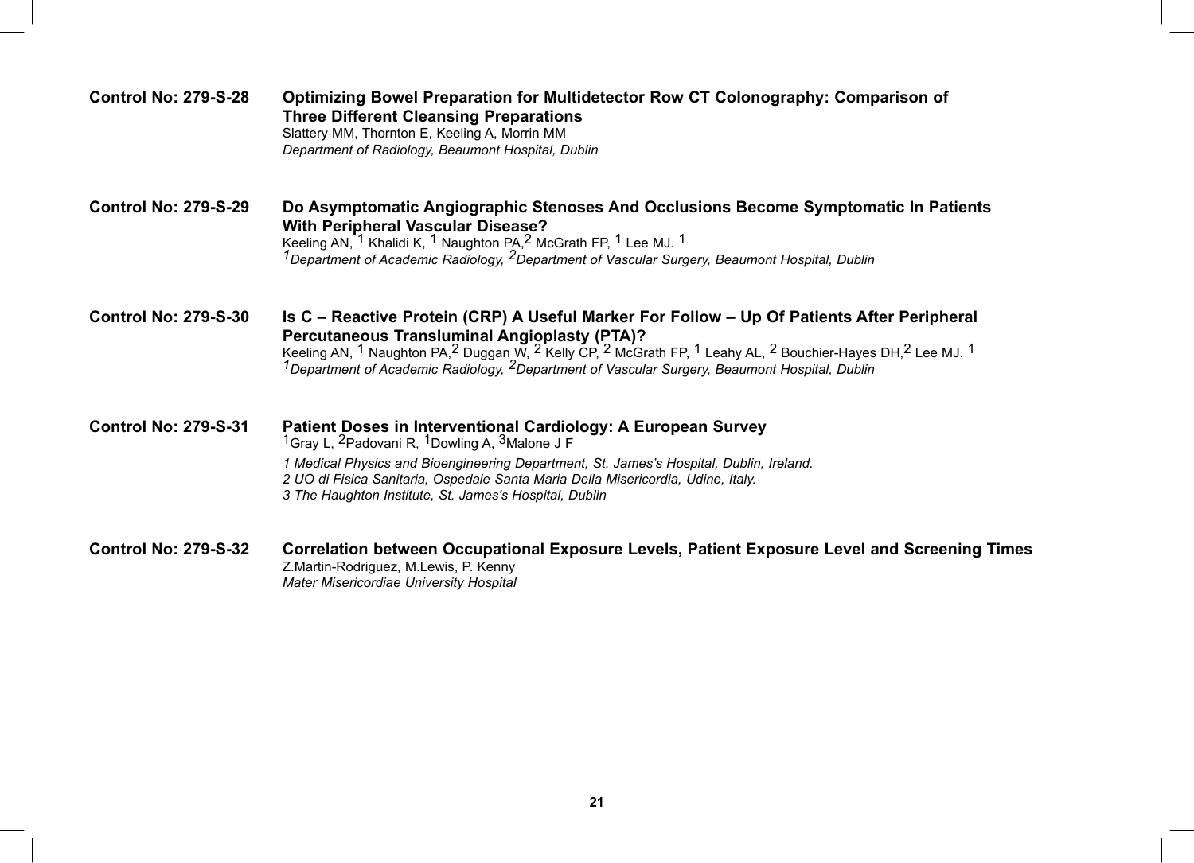**Control No: 279-S-28**

**Optimizing Bowel Preparation for Multidetector Row CT Colonography: Comparison of Three Different Cleansing Preparations**

Slattery MM, Thornton E, Keeling A, Morrin MM

*Department of Radiology, Beaumont Hospital, Dublin*

**Control No: 279-S-29**

**Do Asymptomatic Angiographic Stenoses And Occlusions Become Symptomatic In Patients With Peripheral Vascular Disease?**

Keeling AN, [1] Khalidi K, [1] Naughton PA,[2] McGrath FP, [1] Lee MJ. [1]

*[1]Department of Academic Radiology, [2]Department of Vascular Surgery, Beaumont Hospital, Dublin*

**Control No: 279-S-30**

**Is C – Reactive Protein (CRP) A Useful Marker For Follow – Up Of Patients After Peripheral Percutaneous Transluminal Angioplasty (PTA)?**

Keeling AN, [1] Naughton PA,[2] Duggan W, [2] Kelly CP, [2] McGrath FP, [1] Leahy AL, [2] Bouchier-Hayes DH,[2] Lee MJ. [1]

*[1]Department of Academic Radiology, [2]Department of Vascular Surgery, Beaumont Hospital, Dublin*

**Control No: 279-S-31**

**Patient Doses in Interventional Cardiology: A European Survey**

[1]Gray L, [2]Padovani R, [1]Dowling A, [3]Malone J F

*1 Medical Physics and Bioengineering Department, St. James's Hospital, Dublin, Ireland.*
*2 UO di Fisica Sanitaria, Ospedale Santa Maria Della Misericordia, Udine, Italy.*
*3 The Haughton Institute, St. James's Hospital, Dublin*

**Control No: 279-S-32**

**Correlation between Occupational Exposure Levels, Patient Exposure Level and Screening Times**

Z.Martin-Rodriguez, M.Lewis, P. Kenny

*Mater Misericordiae University Hospital*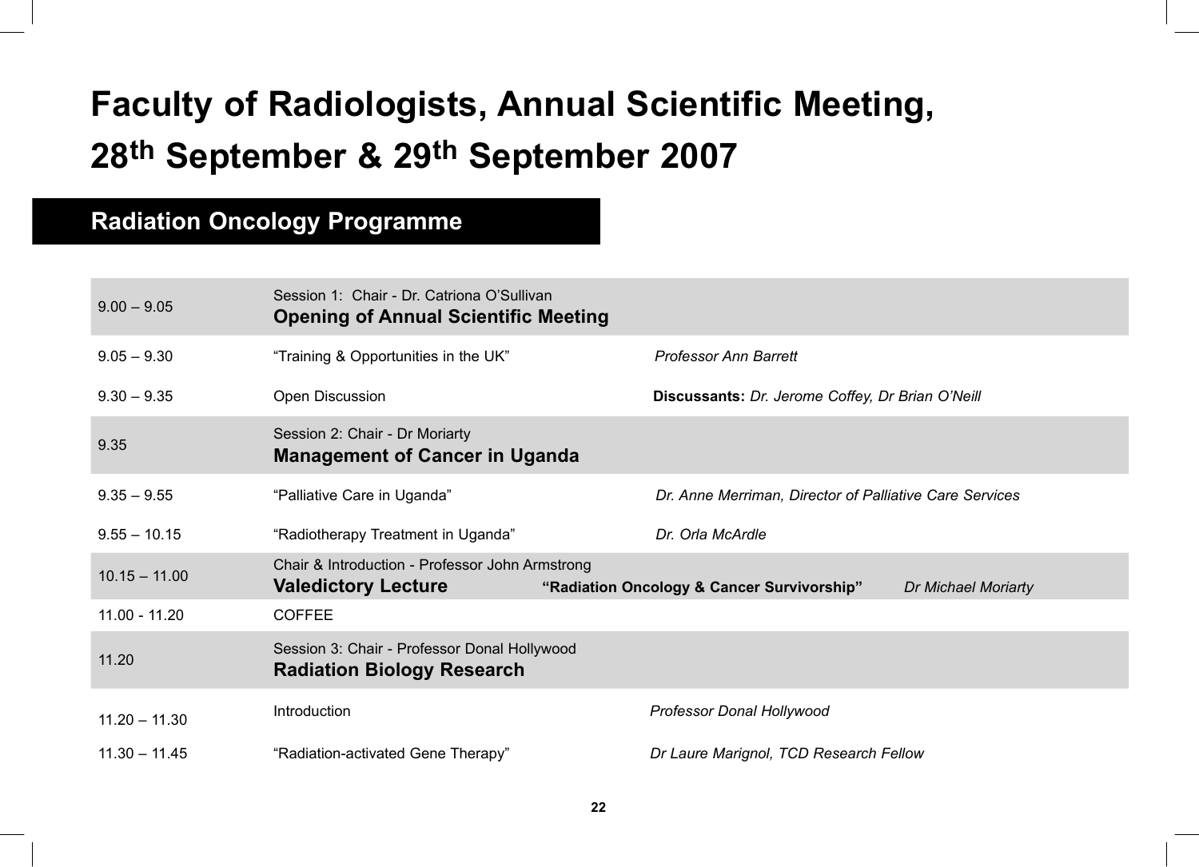# Faculty of Radiologists, Annual Scientific Meeting, 28th September & 29th September 2007

## Radiation Oncology Programme

| Time | Session / Title | Speaker |
|---|---|---|
| 9.00 – 9.05 | Session 1: Chair - Dr. Catriona O'Sullivan<br>**Opening of Annual Scientific Meeting** | |
| 9.05 – 9.30 | "Training & Opportunities in the UK" | *Professor Ann Barrett* |
| 9.30 – 9.35 | Open Discussion | **Discussants:** *Dr. Jerome Coffey, Dr Brian O'Neill* |
| 9.35 | Session 2: Chair - Dr Moriarty<br>**Management of Cancer in Uganda** | |
| 9.35 – 9.55 | "Palliative Care in Uganda" | *Dr. Anne Merriman, Director of Palliative Care Services* |
| 9.55 – 10.15 | "Radiotherapy Treatment in Uganda" | *Dr. Orla McArdle* |
| 10.15 – 11.00 | Chair & Introduction - Professor John Armstrong<br>**Valedictory Lecture** **"Radiation Oncology & Cancer Survivorship"** | *Dr Michael Moriarty* |
| 11.00 - 11.20 | COFFEE | |
| 11.20 | Session 3: Chair - Professor Donal Hollywood<br>**Radiation Biology Research** | |
| 11.20 – 11.30 | Introduction | *Professor Donal Hollywood* |
| 11.30 – 11.45 | "Radiation-activated Gene Therapy" | *Dr Laure Marignol, TCD Research Fellow* |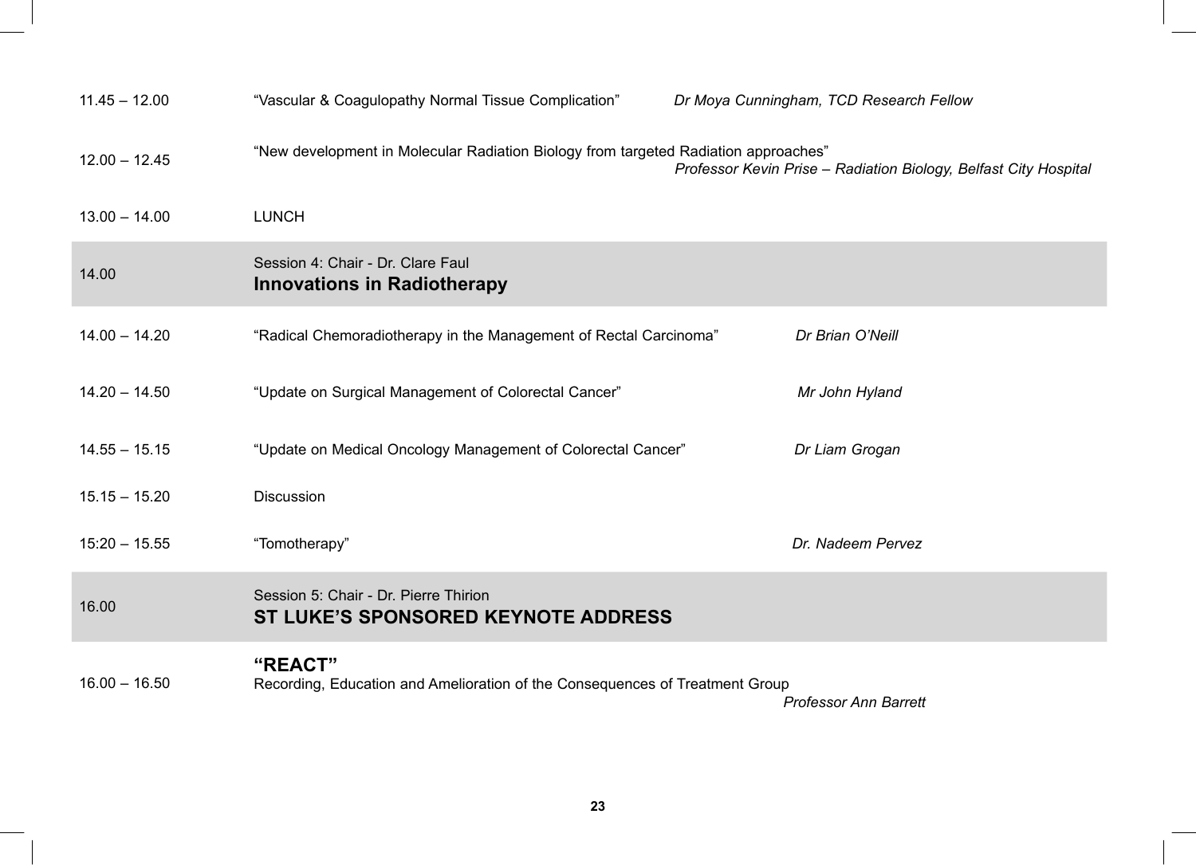| | | |
|---|---|---|
| 11.45 – 12.00 | "Vascular & Coagulopathy Normal Tissue Complication" | *Dr Moya Cunningham, TCD Research Fellow* |
| 12.00 – 12.45 | "New development in Molecular Radiation Biology from targeted Radiation approaches" | *Professor Kevin Prise – Radiation Biology, Belfast City Hospital* |
| 13.00 – 14.00 | LUNCH | |
| 14.00 | Session 4: Chair - Dr. Clare Faul<br>**Innovations in Radiotherapy** | |
| 14.00 – 14.20 | "Radical Chemoradiotherapy in the Management of Rectal Carcinoma" | *Dr Brian O'Neill* |
| 14.20 – 14.50 | "Update on Surgical Management of Colorectal Cancer" | *Mr John Hyland* |
| 14.55 – 15.15 | "Update on Medical Oncology Management of Colorectal Cancer" | *Dr Liam Grogan* |
| 15.15 – 15.20 | Discussion | |
| 15:20 – 15.55 | "Tomotherapy" | *Dr. Nadeem Pervez* |
| 16.00 | Session 5: Chair - Dr. Pierre Thirion<br>**ST LUKE'S SPONSORED KEYNOTE ADDRESS** | |
| 16.00 – 16.50 | **"REACT"**<br>Recording, Education and Amelioration of the Consequences of Treatment Group | *Professor Ann Barrett* |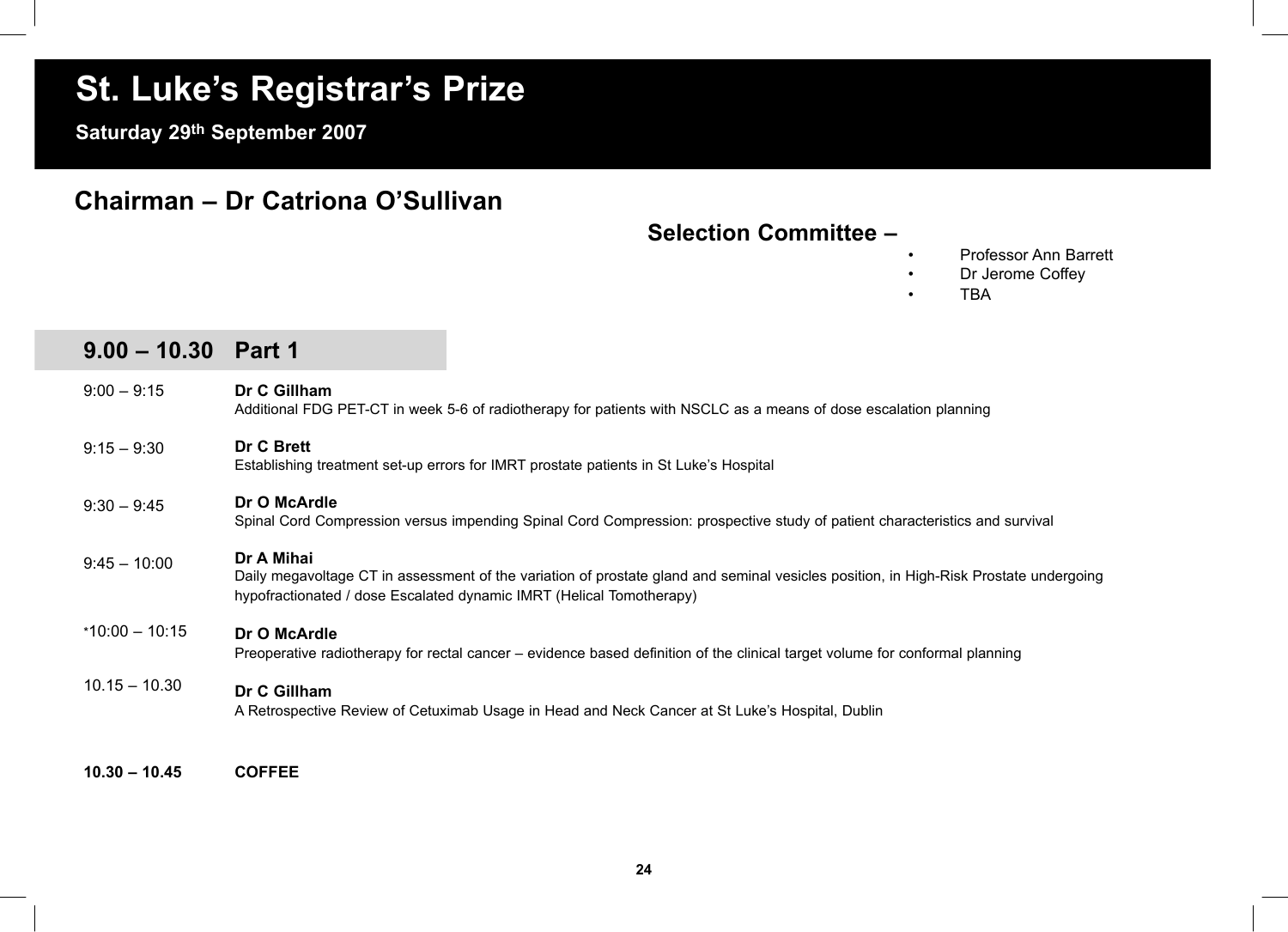# St. Luke's Registrar's Prize

**Saturday 29th September 2007**

## Chairman – Dr Catriona O'Sullivan

### Selection Committee –

- Professor Ann Barrett
- Dr Jerome Coffey
- TBA

## 9.00 – 10.30 Part 1

9:00 – 9:15 **Dr C Gillham**
Additional FDG PET-CT in week 5-6 of radiotherapy for patients with NSCLC as a means of dose escalation planning

9:15 – 9:30 **Dr C Brett**
Establishing treatment set-up errors for IMRT prostate patients in St Luke's Hospital

9:30 – 9:45 **Dr O McArdle**
Spinal Cord Compression versus impending Spinal Cord Compression: prospective study of patient characteristics and survival

9:45 – 10:00 **Dr A Mihai**
Daily megavoltage CT in assessment of the variation of prostate gland and seminal vesicles position, in High-Risk Prostate undergoing hypofractionated / dose Escalated dynamic IMRT (Helical Tomotherapy)

*10:00 – 10:15 **Dr O McArdle**
Preoperative radiotherapy for rectal cancer – evidence based definition of the clinical target volume for conformal planning

10.15 – 10.30 **Dr C Gillham**
A Retrospective Review of Cetuximab Usage in Head and Neck Cancer at St Luke's Hospital, Dublin

**10.30 – 10.45 COFFEE**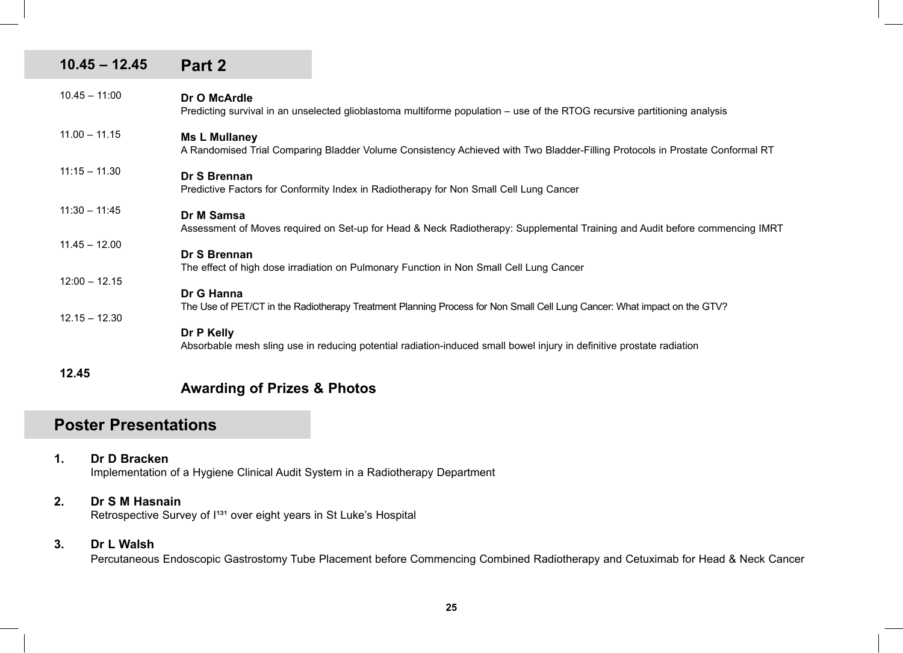## 10.45 – 12.45 Part 2

| Time | Presentation |
|---|---|
| 10.45 – 11:00 | **Dr O McArdle**<br>Predicting survival in an unselected glioblastoma multiforme population – use of the RTOG recursive partitioning analysis |
| 11.00 – 11.15 | **Ms L Mullaney**<br>A Randomised Trial Comparing Bladder Volume Consistency Achieved with Two Bladder-Filling Protocols in Prostate Conformal RT |
| 11:15 – 11.30 | **Dr S Brennan**<br>Predictive Factors for Conformity Index in Radiotherapy for Non Small Cell Lung Cancer |
| 11:30 – 11:45 | **Dr M Samsa**<br>Assessment of Moves required on Set-up for Head & Neck Radiotherapy: Supplemental Training and Audit before commencing IMRT |
| 11.45 – 12.00 | **Dr S Brennan**<br>The effect of high dose irradiation on Pulmonary Function in Non Small Cell Lung Cancer |
| 12:00 – 12.15 | **Dr G Hanna**<br>The Use of PET/CT in the Radiotherapy Treatment Planning Process for Non Small Cell Lung Cancer: What impact on the GTV? |
| 12.15 – 12.30 | **Dr P Kelly**<br>Absorbable mesh sling use in reducing potential radiation-induced small bowel injury in definitive prostate radiation |
| **12.45** | **Awarding of Prizes & Photos** |

## Poster Presentations

1. **Dr D Bracken**
   Implementation of a Hygiene Clinical Audit System in a Radiotherapy Department

2. **Dr S M Hasnain**
   Retrospective Survey of $I^{131}$ over eight years in St Luke's Hospital

3. **Dr L Walsh**
   Percutaneous Endoscopic Gastrostomy Tube Placement before Commencing Combined Radiotherapy and Cetuximab for Head & Neck Cancer